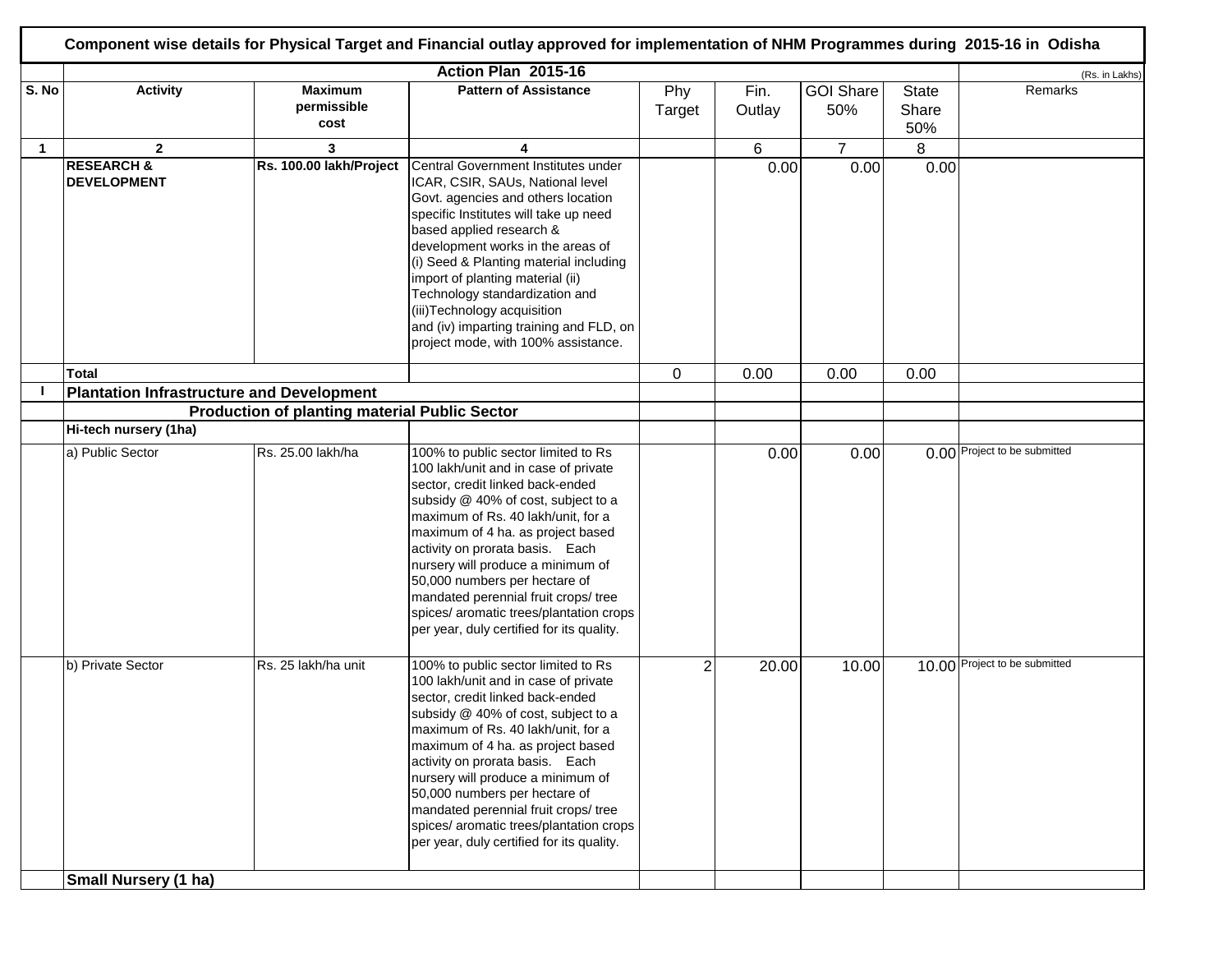# Component wise details for Physical Target and Financial outlay approved for implementation of NHM Programmes during 2015-16 in Odisha

| | Action Plan 2015-16 | | | | | | | (Rs. in Lakhs) |
|---|---|---|---|---|---|---|---|---|
| **S. No** | **Activity** | **Maximum permissible cost** | **Pattern of Assistance** | Phy Target | Fin. Outlay | GOI Share 50% | State Share 50% | Remarks |
| **1** | **2** | **3** | **4** | | 6 | 7 | 8 | |
| | **RESEARCH & DEVELOPMENT** | **Rs. 100.00 lakh/Project** | Central Government Institutes under ICAR, CSIR, SAUs, National level Govt. agencies and others location specific Institutes will take up need based applied research & development works in the areas of (i) Seed & Planting material including import of planting material (ii) Technology standardization and (iii)Technology acquisition and (iv) imparting training and FLD, on project mode, with 100% assistance. | | 0.00 | 0.00 | 0.00 | |
| | **Total** | | | 0 | 0.00 | 0.00 | 0.00 | |
| **I** | **Plantation Infrastructure and Development** | | | | | | | |
| | **Production of planting material Public Sector** | | | | | | | |
| | **Hi-tech nursery (1ha)** | | | | | | | |
| | a) Public Sector | Rs. 25.00 lakh/ha | 100% to public sector limited to Rs 100 lakh/unit and in case of private sector, credit linked back-ended subsidy @ 40% of cost, subject to a maximum of Rs. 40 lakh/unit, for a maximum of 4 ha. as project based activity on prorata basis. Each nursery will produce a minimum of 50,000 numbers per hectare of mandated perennial fruit crops/ tree spices/ aromatic trees/plantation crops per year, duly certified for its quality. | | 0.00 | 0.00 | 0.00 | Project to be submitted |
| | b) Private Sector | Rs. 25 lakh/ha unit | 100% to public sector limited to Rs 100 lakh/unit and in case of private sector, credit linked back-ended subsidy @ 40% of cost, subject to a maximum of Rs. 40 lakh/unit, for a maximum of 4 ha. as project based activity on prorata basis. Each nursery will produce a minimum of 50,000 numbers per hectare of mandated perennial fruit crops/ tree spices/ aromatic trees/plantation crops per year, duly certified for its quality. | 2 | 20.00 | 10.00 | 10.00 | Project to be submitted |
| | **Small Nursery (1 ha)** | | | | | | | |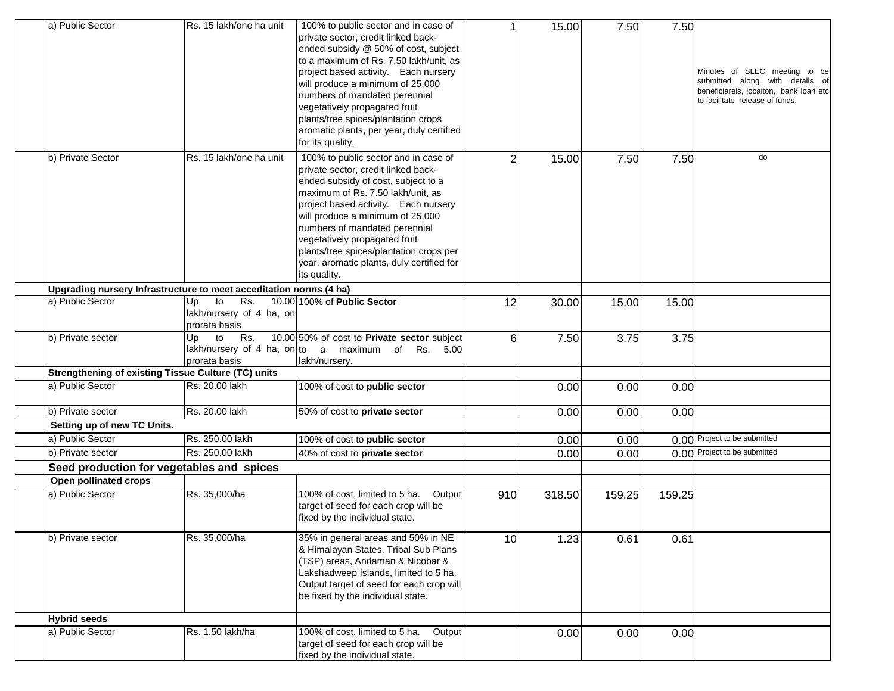| | | | | | | | | |
|---|---|---|---|---|---|---|---|---|
| | a) Public Sector | Rs. 15 lakh/one ha unit | 100% to public sector and in case of private sector, credit linked back-ended subsidy @ 50% of cost, subject to a maximum of Rs. 7.50 lakh/unit, as project based activity. Each nursery will produce a minimum of 25,000 numbers of mandated perennial vegetatively propagated fruit plants/tree spices/plantation crops aromatic plants, per year, duly certified for its quality. | 1 | 15.00 | 7.50 | 7.50 | Minutes of SLEC meeting to be submitted along with details of beneficiareis, locaiton, bank loan etc to facilitate release of funds. |
| | b) Private Sector | Rs. 15 lakh/one ha unit | 100% to public sector and in case of private sector, credit linked back-ended subsidy of cost, subject to a maximum of Rs. 7.50 lakh/unit, as project based activity. Each nursery will produce a minimum of 25,000 numbers of mandated perennial vegetatively propagated fruit plants/tree spices/plantation crops per year, aromatic plants, duly certified for its quality. | 2 | 15.00 | 7.50 | 7.50 | do |
| | **Upgrading nursery Infrastructure to meet acceditation norms (4 ha)** | | | | | | | |
| | a) Public Sector | Up to Rs. 10.00 lakh/nursery of 4 ha, on prorata basis | 100% of **Public Sector** | 12 | 30.00 | 15.00 | 15.00 | |
| | b) Private sector | Up to Rs. 10.00 lakh/nursery of 4 ha, on prorata basis | 50% of cost to **Private sector** subject to a maximum of Rs. 5.00 lakh/nursery. | 6 | 7.50 | 3.75 | 3.75 | |
| | **Strengthening of existing Tissue Culture (TC) units** | | | | | | | |
| | a) Public Sector | Rs. 20.00 lakh | 100% of cost to **public sector** | | 0.00 | 0.00 | 0.00 | |
| | b) Private sector | Rs. 20.00 lakh | 50% of cost to **private sector** | | 0.00 | 0.00 | 0.00 | |
| | **Setting up of new TC Units.** | | | | | | | |
| | a) Public Sector | Rs. 250.00 lakh | 100% of cost to **public sector** | | 0.00 | 0.00 | 0.00 | Project to be submitted |
| | b) Private sector | Rs. 250.00 lakh | 40% of cost to **private sector** | | 0.00 | 0.00 | 0.00 | Project to be submitted |
| | **Seed production for vegetables and spices** | | | | | | | |
| | **Open pollinated crops** | | | | | | | |
| | a) Public Sector | Rs. 35,000/ha | 100% of cost, limited to 5 ha. Output target of seed for each crop will be fixed by the individual state. | 910 | 318.50 | 159.25 | 159.25 | |
| | b) Private sector | Rs. 35,000/ha | 35% in general areas and 50% in NE & Himalayan States, Tribal Sub Plans (TSP) areas, Andaman & Nicobar & Lakshadweep Islands, limited to 5 ha. Output target of seed for each crop will be fixed by the individual state. | 10 | 1.23 | 0.61 | 0.61 | |
| | **Hybrid seeds** | | | | | | | |
| | a) Public Sector | Rs. 1.50 lakh/ha | 100% of cost, limited to 5 ha. Output target of seed for each crop will be fixed by the individual state. | | 0.00 | 0.00 | 0.00 | |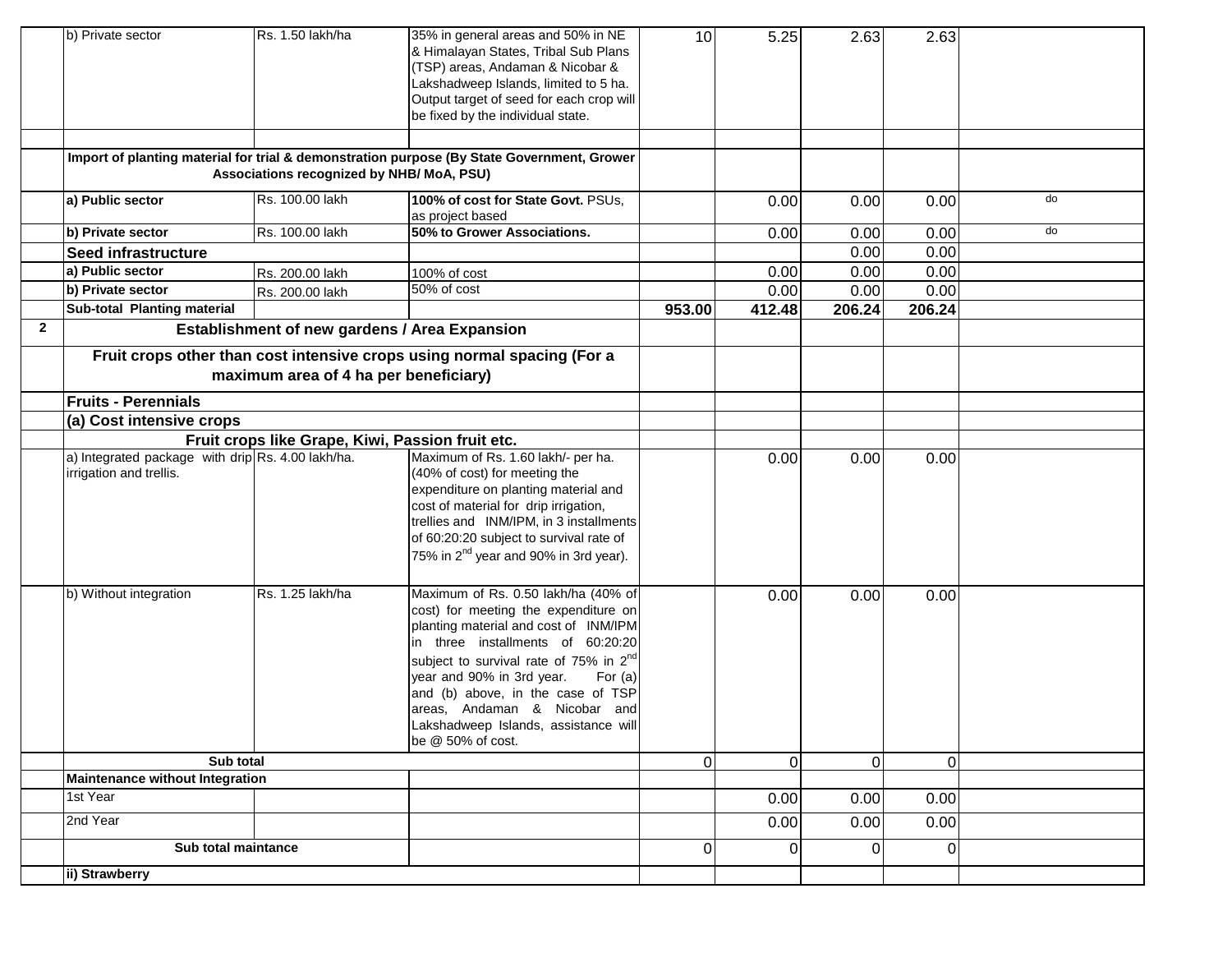| | | | | | | | | |
|---|---|---|---|---|---|---|---|---|
| | b) Private sector | Rs. 1.50 lakh/ha | 35% in general areas and 50% in NE & Himalayan States, Tribal Sub Plans (TSP) areas, Andaman & Nicobar & Lakshadweep Islands, limited to 5 ha. Output target of seed for each crop will be fixed by the individual state. | 10 | 5.25 | 2.63 | 2.63 | |
| | | | | | | | | |
| | **Import of planting material for trial & demonstration purpose (By State Government, Grower Associations recognized by NHB/ MoA, PSU)** | | | | | | | |
| | **a) Public sector** | Rs. 100.00 lakh | **100% of cost for State Govt.** PSUs, as project based | | 0.00 | 0.00 | 0.00 | do |
| | **b) Private sector** | Rs. 100.00 lakh | **50% to Grower Associations.** | | 0.00 | 0.00 | 0.00 | do |
| | **Seed infrastructure** | | | | | 0.00 | 0.00 | |
| | **a) Public sector** | Rs. 200.00 lakh | 100% of cost | | 0.00 | 0.00 | 0.00 | |
| | **b) Private sector** | Rs. 200.00 lakh | 50% of cost | | 0.00 | 0.00 | 0.00 | |
| | **Sub-total Planting material** | | | **953.00** | **412.48** | **206.24** | **206.24** | |
| **2** | **Establishment of new gardens / Area Expansion** | | | | | | | |
| | **Fruit crops other than cost intensive crops using normal spacing (For a maximum area of 4 ha per beneficiary)** | | | | | | | |
| | **Fruits - Perennials** | | | | | | | |
| | **(a) Cost intensive crops** | | | | | | | |
| | **Fruit crops like Grape, Kiwi, Passion fruit etc.** | | | | | | | |
| | a) Integrated package with drip irrigation and trellis. | Rs. 4.00 lakh/ha. | Maximum of Rs. 1.60 lakh/- per ha. (40% of cost) for meeting the expenditure on planting material and cost of material for drip irrigation, trellies and INM/IPM, in 3 installments of 60:20:20 subject to survival rate of 75% in 2nd year and 90% in 3rd year). | | 0.00 | 0.00 | 0.00 | |
| | b) Without integration | Rs. 1.25 lakh/ha | Maximum of Rs. 0.50 lakh/ha (40% of cost) for meeting the expenditure on planting material and cost of INM/IPM in three installments of 60:20:20 subject to survival rate of 75% in 2nd year and 90% in 3rd year. For (a) and (b) above, in the case of TSP areas, Andaman & Nicobar and Lakshadweep Islands, assistance will be @ 50% of cost. | | 0.00 | 0.00 | 0.00 | |
| | **Sub total** | | | 0 | 0 | 0 | 0 | |
| | **Maintenance without Integration** | | | | | | | |
| | 1st Year | | | | 0.00 | 0.00 | 0.00 | |
| | 2nd Year | | | | 0.00 | 0.00 | 0.00 | |
| | **Sub total maintance** | | | 0 | 0 | 0 | 0 | |
| | **ii) Strawberry** | | | | | | | |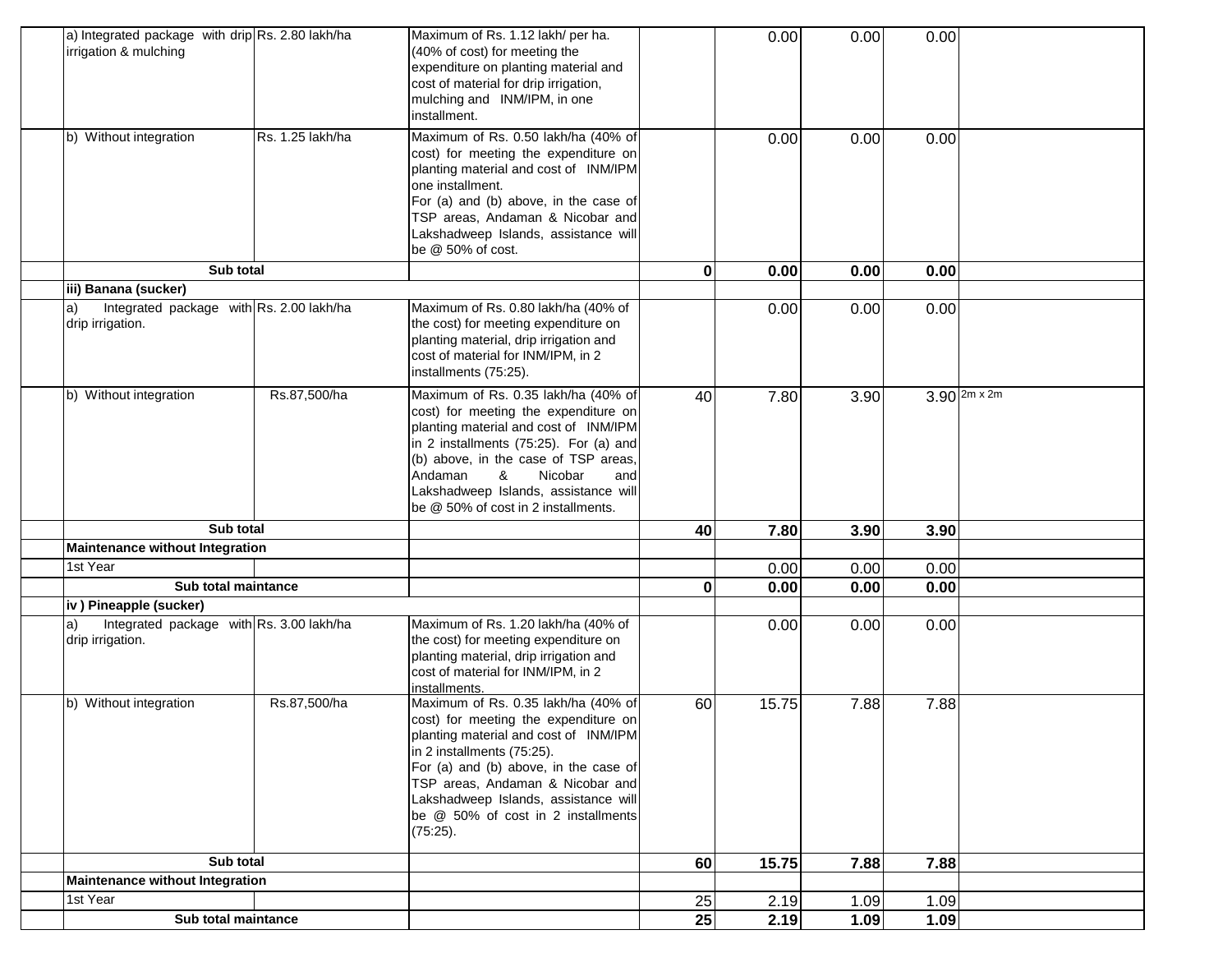| | | | | | | | | |
|---|---|---|---|---|---|---|---|---|
| | a) Integrated package with drip irrigation & mulching | Rs. 2.80 lakh/ha | Maximum of Rs. 1.12 lakh/ per ha. (40% of cost) for meeting the expenditure on planting material and cost of material for drip irrigation, mulching and INM/IPM, in one installment. | | 0.00 | 0.00 | 0.00 | |
| | b) Without integration | Rs. 1.25 lakh/ha | Maximum of Rs. 0.50 lakh/ha (40% of cost) for meeting the expenditure on planting material and cost of INM/IPM one installment. For (a) and (b) above, in the case of TSP areas, Andaman & Nicobar and Lakshadweep Islands, assistance will be @ 50% of cost. | | 0.00 | 0.00 | 0.00 | |
| | **Sub total** | | | **0** | **0.00** | **0.00** | **0.00** | |
| | **iii) Banana (sucker)** | | | | | | | |
| | a) Integrated package with drip irrigation. | Rs. 2.00 lakh/ha | Maximum of Rs. 0.80 lakh/ha (40% of the cost) for meeting expenditure on planting material, drip irrigation and cost of material for INM/IPM, in 2 installments (75:25). | | 0.00 | 0.00 | 0.00 | |
| | b) Without integration | Rs.87,500/ha | Maximum of Rs. 0.35 lakh/ha (40% of cost) for meeting the expenditure on planting material and cost of INM/IPM in 2 installments (75:25). For (a) and (b) above, in the case of TSP areas, Andaman & Nicobar and Lakshadweep Islands, assistance will be @ 50% of cost in 2 installments. | 40 | 7.80 | 3.90 | 3.90 | 2m x 2m |
| | **Sub total** | | | **40** | **7.80** | **3.90** | **3.90** | |
| | **Maintenance without Integration** | | | | | | | |
| | 1st Year | | | | 0.00 | 0.00 | 0.00 | |
| | **Sub total maintance** | | | **0** | **0.00** | **0.00** | **0.00** | |
| | **iv ) Pineapple (sucker)** | | | | | | | |
| | a) Integrated package with drip irrigation. | Rs. 3.00 lakh/ha | Maximum of Rs. 1.20 lakh/ha (40% of the cost) for meeting expenditure on planting material, drip irrigation and cost of material for INM/IPM, in 2 installments. | | 0.00 | 0.00 | 0.00 | |
| | b) Without integration | Rs.87,500/ha | Maximum of Rs. 0.35 lakh/ha (40% of cost) for meeting the expenditure on planting material and cost of INM/IPM in 2 installments (75:25). For (a) and (b) above, in the case of TSP areas, Andaman & Nicobar and Lakshadweep Islands, assistance will be @ 50% of cost in 2 installments (75:25). | 60 | 15.75 | 7.88 | 7.88 | |
| | **Sub total** | | | **60** | **15.75** | **7.88** | **7.88** | |
| | **Maintenance without Integration** | | | | | | | |
| | 1st Year | | | 25 | 2.19 | 1.09 | 1.09 | |
| | **Sub total maintance** | | | **25** | **2.19** | **1.09** | **1.09** | |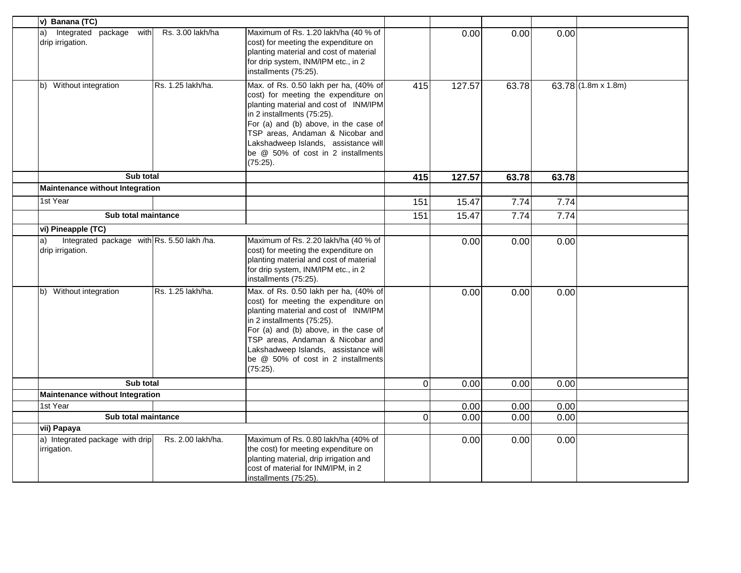| | | | | | | | | |
|---|---|---|---|---|---|---|---|---|
| | **v) Banana (TC)** | | | | | | | |
| | a) Integrated package with drip irrigation. | Rs. 3.00 lakh/ha | Maximum of Rs. 1.20 lakh/ha (40 % of cost) for meeting the expenditure on planting material and cost of material for drip system, INM/IPM etc., in 2 installments (75:25). | | 0.00 | 0.00 | 0.00 | |
| | b) Without integration | Rs. 1.25 lakh/ha. | Max. of Rs. 0.50 lakh per ha, (40% of cost) for meeting the expenditure on planting material and cost of INM/IPM in 2 installments (75:25). For (a) and (b) above, in the case of TSP areas, Andaman & Nicobar and Lakshadweep Islands, assistance will be @ 50% of cost in 2 installments (75:25). | 415 | 127.57 | 63.78 | 63.78 | (1.8m x 1.8m) |
| | **Sub total** | | | **415** | **127.57** | **63.78** | **63.78** | |
| | **Maintenance without Integration** | | | | | | | |
| | 1st Year | | | 151 | 15.47 | 7.74 | 7.74 | |
| | **Sub total maintance** | | | 151 | 15.47 | 7.74 | 7.74 | |
| | **vi) Pineapple (TC)** | | | | | | | |
| | a) Integrated package with drip irrigation. | Rs. 5.50 lakh /ha. | Maximum of Rs. 2.20 lakh/ha (40 % of cost) for meeting the expenditure on planting material and cost of material for drip system, INM/IPM etc., in 2 installments (75:25). | | 0.00 | 0.00 | 0.00 | |
| | b) Without integration | Rs. 1.25 lakh/ha. | Max. of Rs. 0.50 lakh per ha, (40% of cost) for meeting the expenditure on planting material and cost of INM/IPM in 2 installments (75:25). For (a) and (b) above, in the case of TSP areas, Andaman & Nicobar and Lakshadweep Islands, assistance will be @ 50% of cost in 2 installments (75:25). | | 0.00 | 0.00 | 0.00 | |
| | **Sub total** | | | 0 | 0.00 | 0.00 | 0.00 | |
| | **Maintenance without Integration** | | | | | | | |
| | 1st Year | | | | 0.00 | 0.00 | 0.00 | |
| | **Sub total maintance** | | | 0 | 0.00 | 0.00 | 0.00 | |
| | **vii) Papaya** | | | | | | | |
| | a) Integrated package with drip irrigation. | Rs. 2.00 lakh/ha. | Maximum of Rs. 0.80 lakh/ha (40% of the cost) for meeting expenditure on planting material, drip irrigation and cost of material for INM/IPM, in 2 installments (75:25). | | 0.00 | 0.00 | 0.00 | |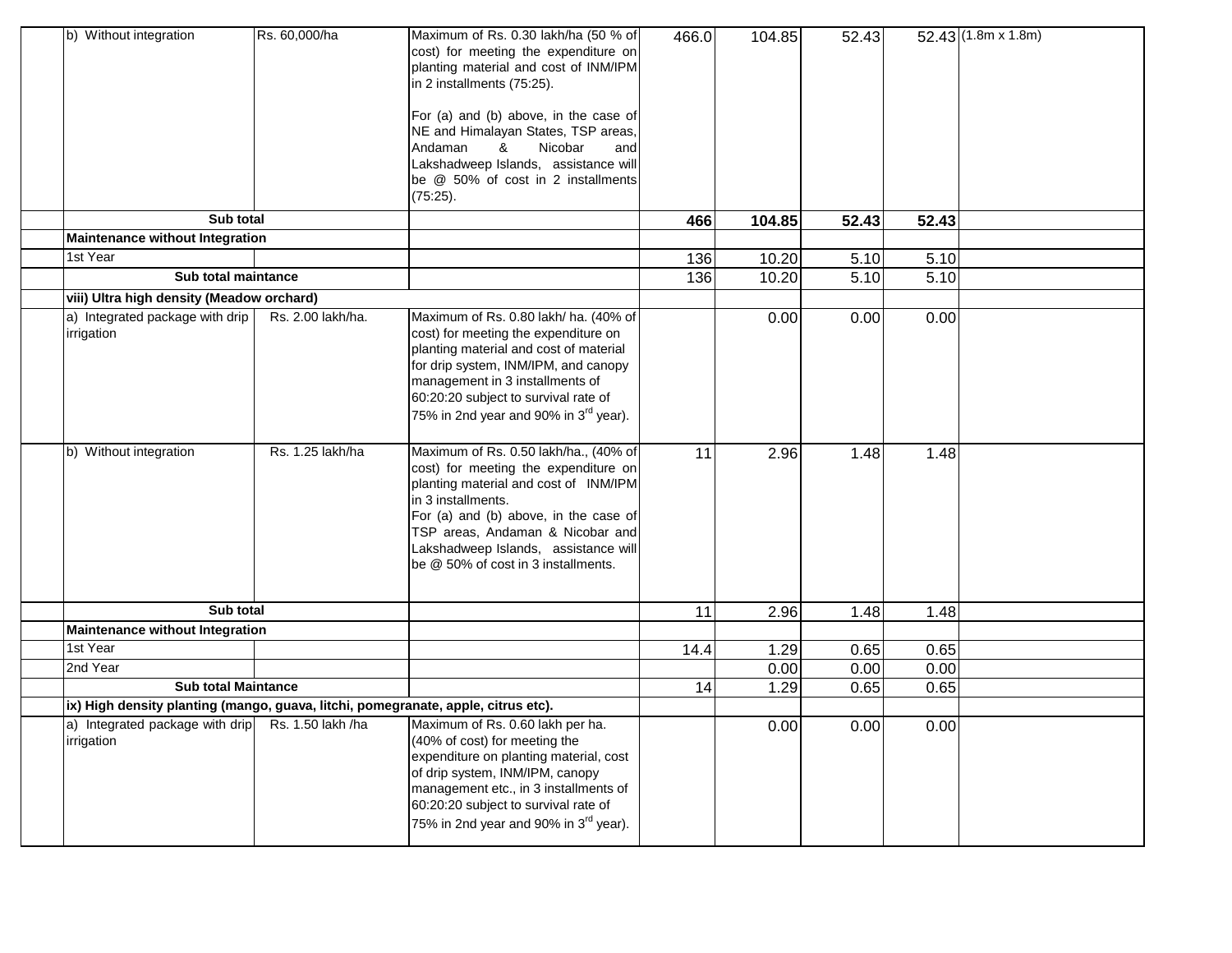| | | | | | | | | |
|---|---|---|---|---|---|---|---|---|
| | b) Without integration | Rs. 60,000/ha | Maximum of Rs. 0.30 lakh/ha (50 % of cost) for meeting the expenditure on planting material and cost of INM/IPM in 2 installments (75:25).<br><br>For (a) and (b) above, in the case of NE and Himalayan States, TSP areas, Andaman & Nicobar and Lakshadweep Islands, assistance will be @ 50% of cost in 2 installments (75:25). | 466.0 | 104.85 | 52.43 | 52.43 | (1.8m x 1.8m) |
| | **Sub total** | | | **466** | **104.85** | **52.43** | **52.43** | |
| | **Maintenance without Integration** | | | | | | | |
| | 1st Year | | | 136 | 10.20 | 5.10 | 5.10 | |
| | **Sub total maintance** | | | 136 | 10.20 | 5.10 | 5.10 | |
| | **viii) Ultra high density (Meadow orchard)** | | | | | | | |
| | a) Integrated package with drip irrigation | Rs. 2.00 lakh/ha. | Maximum of Rs. 0.80 lakh/ ha. (40% of cost) for meeting the expenditure on planting material and cost of material for drip system, INM/IPM, and canopy management in 3 installments of 60:20:20 subject to survival rate of 75% in 2nd year and 90% in 3rd year). | | 0.00 | 0.00 | 0.00 | |
| | b) Without integration | Rs. 1.25 lakh/ha | Maximum of Rs. 0.50 lakh/ha., (40% of cost) for meeting the expenditure on planting material and cost of INM/IPM in 3 installments.<br>For (a) and (b) above, in the case of TSP areas, Andaman & Nicobar and Lakshadweep Islands, assistance will be @ 50% of cost in 3 installments. | 11 | 2.96 | 1.48 | 1.48 | |
| | **Sub total** | | | 11 | 2.96 | 1.48 | 1.48 | |
| | **Maintenance without Integration** | | | | | | | |
| | 1st Year | | | 14.4 | 1.29 | 0.65 | 0.65 | |
| | 2nd Year | | | | 0.00 | 0.00 | 0.00 | |
| | **Sub total Maintance** | | | 14 | 1.29 | 0.65 | 0.65 | |
| | **ix) High density planting (mango, guava, litchi, pomegranate, apple, citrus etc).** | | | | | | | |
| | a) Integrated package with drip irrigation | Rs. 1.50 lakh /ha | Maximum of Rs. 0.60 lakh per ha. (40% of cost) for meeting the expenditure on planting material, cost of drip system, INM/IPM, canopy management etc., in 3 installments of 60:20:20 subject to survival rate of 75% in 2nd year and 90% in 3rd year). | | 0.00 | 0.00 | 0.00 | |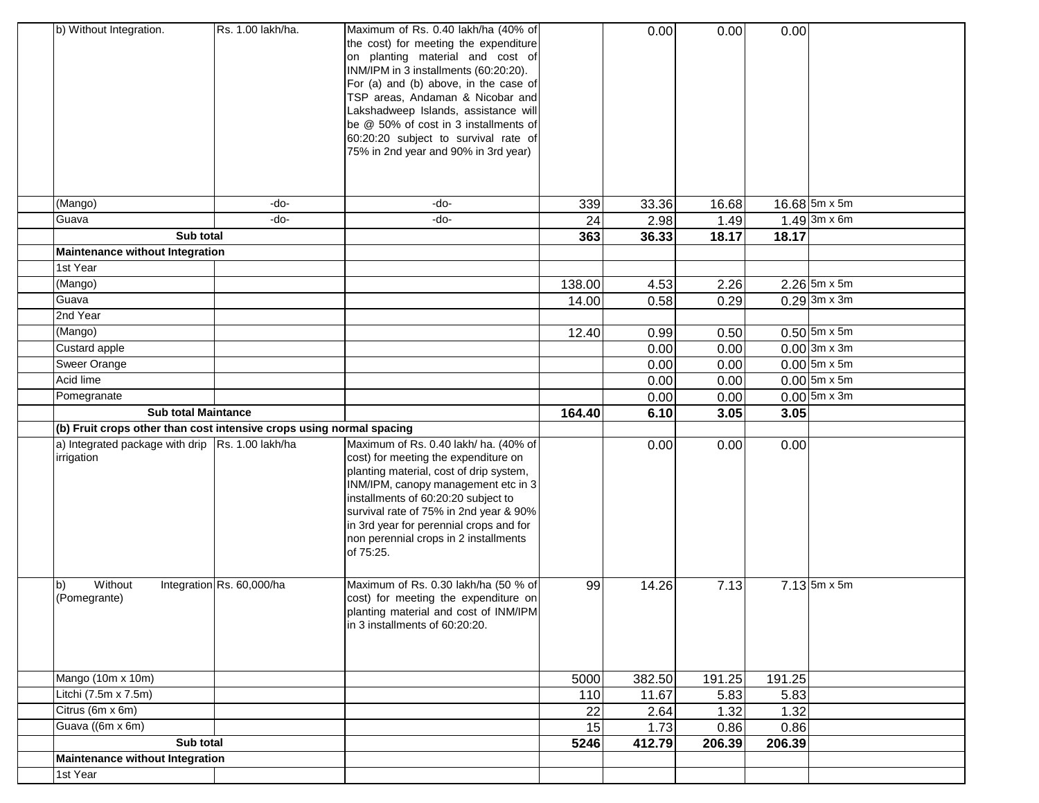| | | | | | | | | |
|---|---|---|---|---|---|---|---|---|
| | b) Without Integration. | Rs. 1.00 lakh/ha. | Maximum of Rs. 0.40 lakh/ha (40% of the cost) for meeting the expenditure on planting material and cost of INM/IPM in 3 installments (60:20:20). For (a) and (b) above, in the case of TSP areas, Andaman & Nicobar and Lakshadweep Islands, assistance will be @ 50% of cost in 3 installments of 60:20:20 subject to survival rate of 75% in 2nd year and 90% in 3rd year) | | 0.00 | 0.00 | 0.00 | |
| | (Mango) | -do- | -do- | 339 | 33.36 | 16.68 | 16.68 | 5m x 5m |
| | Guava | -do- | -do- | 24 | 2.98 | 1.49 | 1.49 | 3m x 6m |
| | **Sub total** | | | **363** | **36.33** | **18.17** | **18.17** | |
| | **Maintenance without Integration** | | | | | | | |
| | 1st Year | | | | | | | |
| | (Mango) | | | 138.00 | 4.53 | 2.26 | 2.26 | 5m x 5m |
| | Guava | | | 14.00 | 0.58 | 0.29 | 0.29 | 3m x 3m |
| | 2nd Year | | | | | | | |
| | (Mango) | | | 12.40 | 0.99 | 0.50 | 0.50 | 5m x 5m |
| | Custard apple | | | | 0.00 | 0.00 | 0.00 | 3m x 3m |
| | Sweer Orange | | | | 0.00 | 0.00 | 0.00 | 5m x 5m |
| | Acid lime | | | | 0.00 | 0.00 | 0.00 | 5m x 5m |
| | Pomegranate | | | | 0.00 | 0.00 | 0.00 | 5m x 3m |
| | **Sub total Maintance** | | | **164.40** | **6.10** | **3.05** | **3.05** | |
| | **(b) Fruit crops other than cost intensive crops using normal spacing** | | | | | | | |
| | a) Integrated package with drip irrigation | Rs. 1.00 lakh/ha | Maximum of Rs. 0.40 lakh/ ha. (40% of cost) for meeting the expenditure on planting material, cost of drip system, INM/IPM, canopy management etc in 3 installments of 60:20:20 subject to survival rate of 75% in 2nd year & 90% in 3rd year for perennial crops and for non perennial crops in 2 installments of 75:25. | | 0.00 | 0.00 | 0.00 | |
| | b) Without Integration (Pomegrante) | Rs. 60,000/ha | Maximum of Rs. 0.30 lakh/ha (50 % of cost) for meeting the expenditure on planting material and cost of INM/IPM in 3 installments of 60:20:20. | 99 | 14.26 | 7.13 | 7.13 | 5m x 5m |
| | Mango (10m x 10m) | | | 5000 | 382.50 | 191.25 | 191.25 | |
| | Litchi (7.5m x 7.5m) | | | 110 | 11.67 | 5.83 | 5.83 | |
| | Citrus (6m x 6m) | | | 22 | 2.64 | 1.32 | 1.32 | |
| | Guava ((6m x 6m) | | | 15 | 1.73 | 0.86 | 0.86 | |
| | **Sub total** | | | **5246** | **412.79** | **206.39** | **206.39** | |
| | **Maintenance without Integration** | | | | | | | |
| | 1st Year | | | | | | | |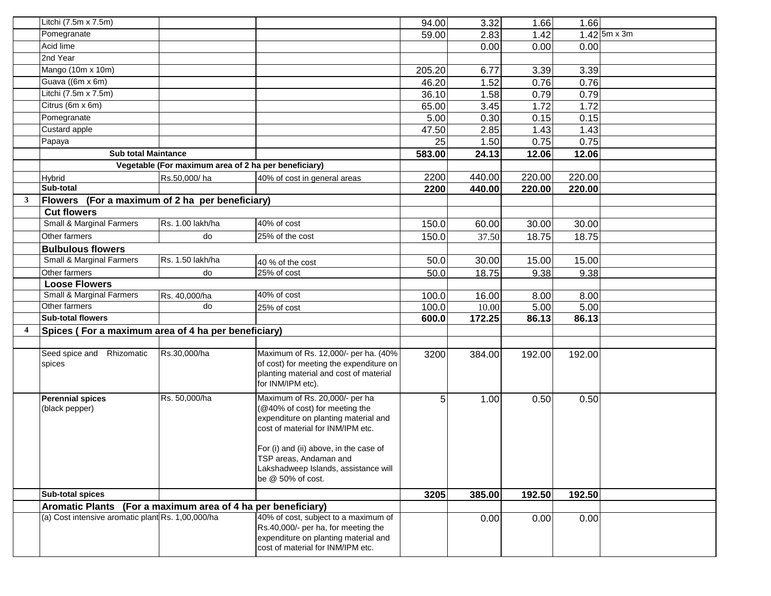| | | | | | | | | |
|---|---|---|---|---|---|---|---|---|
| | Litchi (7.5m x 7.5m) | | | 94.00 | 3.32 | 1.66 | 1.66 | |
| | Pomegranate | | | 59.00 | 2.83 | 1.42 | 1.42 | 5m x 3m |
| | Acid lime | | | | 0.00 | 0.00 | 0.00 | |
| | 2nd Year | | | | | | | |
| | Mango (10m x 10m) | | | 205.20 | 6.77 | 3.39 | 3.39 | |
| | Guava ((6m x 6m) | | | 46.20 | 1.52 | 0.76 | 0.76 | |
| | Litchi (7.5m x 7.5m) | | | 36.10 | 1.58 | 0.79 | 0.79 | |
| | Citrus (6m x 6m) | | | 65.00 | 3.45 | 1.72 | 1.72 | |
| | Pomegranate | | | 5.00 | 0.30 | 0.15 | 0.15 | |
| | Custard apple | | | 47.50 | 2.85 | 1.43 | 1.43 | |
| | Papaya | | | 25 | 1.50 | 0.75 | 0.75 | |
| | **Sub total Maintance** | | | **583.00** | **24.13** | **12.06** | **12.06** | |
| | **Vegetable (For maximum area of 2 ha per beneficiary)** | | | | | | | |
| | Hybrid | Rs.50,000/ ha | 40% of cost in general areas | 2200 | 440.00 | 220.00 | 220.00 | |
| | **Sub-total** | | | **2200** | **440.00** | **220.00** | **220.00** | |
| **3** | **Flowers (For a maximum of 2 ha per beneficiary)** | | | | | | | |
| | **Cut flowers** | | | | | | | |
| | Small & Marginal Farmers | Rs. 1.00 lakh/ha | 40% of cost | 150.0 | 60.00 | 30.00 | 30.00 | |
| | Other farmers | do | 25% of the cost | 150.0 | 37.50 | 18.75 | 18.75 | |
| | **Bulbulous flowers** | | | | | | | |
| | Small & Marginal Farmers | Rs. 1.50 lakh/ha | 40 % of the cost | 50.0 | 30.00 | 15.00 | 15.00 | |
| | Other farmers | do | 25% of cost | 50.0 | 18.75 | 9.38 | 9.38 | |
| | **Loose Flowers** | | | | | | | |
| | Small & Marginal Farmers | Rs. 40,000/ha | 40% of cost | 100.0 | 16.00 | 8.00 | 8.00 | |
| | Other farmers | do | 25% of cost | 100.0 | 10.00 | 5.00 | 5.00 | |
| | **Sub-total flowers** | | | **600.0** | **172.25** | **86.13** | **86.13** | |
| **4** | **Spices ( For a maximum area of 4 ha per beneficiary)** | | | | | | | |
| | | | | | | | | |
| | Seed spice and Rhizomatic spices | Rs.30,000/ha | Maximum of Rs. 12,000/- per ha. (40% of cost) for meeting the expenditure on planting material and cost of material for INM/IPM etc). | 3200 | 384.00 | 192.00 | 192.00 | |
| | **Perennial spices** (black pepper) | Rs. 50,000/ha | Maximum of Rs. 20,000/- per ha (@40% of cost) for meeting the expenditure on planting material and cost of material for INM/IPM etc. For (i) and (ii) above, in the case of TSP areas, Andaman and Lakshadweep Islands, assistance will be @ 50% of cost. | 5 | 1.00 | 0.50 | 0.50 | |
| | **Sub-total spices** | | | **3205** | **385.00** | **192.50** | **192.50** | |
| | **Aromatic Plants (For a maximum area of 4 ha per beneficiary)** | | | | | | | |
| | (a) Cost intensive aromatic plant | Rs. 1,00,000/ha | 40% of cost, subject to a maximum of Rs.40,000/- per ha, for meeting the expenditure on planting material and cost of material for INM/IPM etc. | | 0.00 | 0.00 | 0.00 | |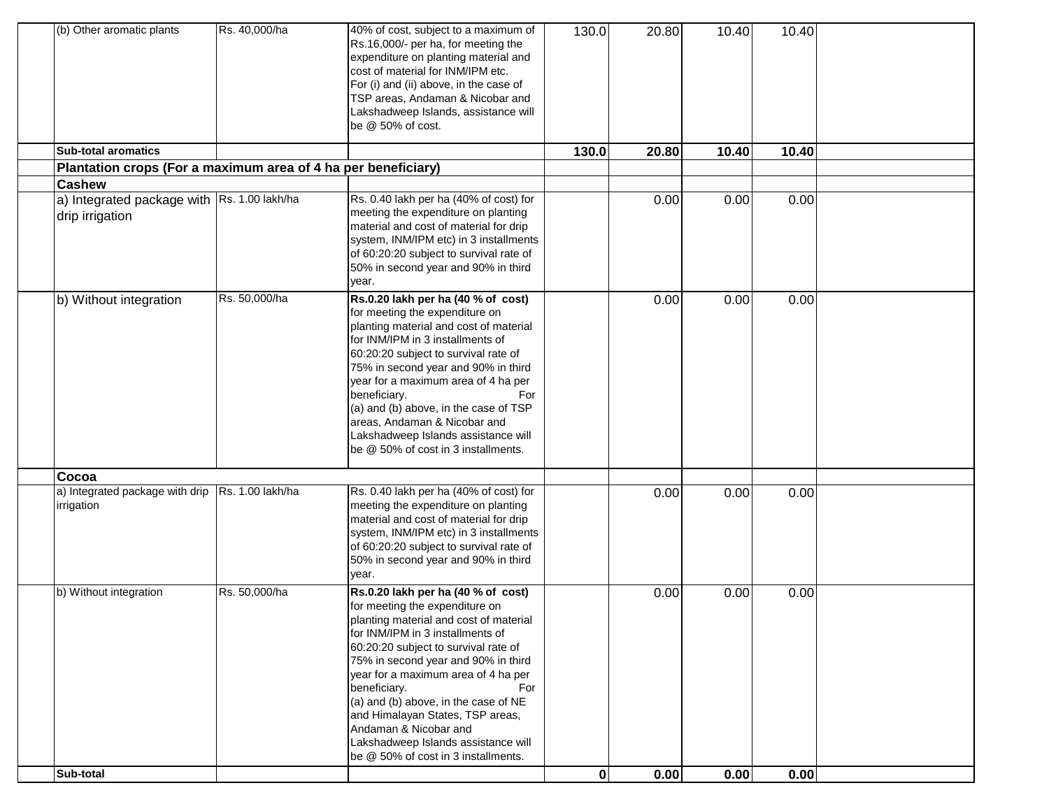| | | | | | | | | |
|---|---|---|---|---|---|---|---|---|
| | (b) Other aromatic plants | Rs. 40,000/ha | 40% of cost, subject to a maximum of Rs.16,000/- per ha, for meeting the expenditure on planting material and cost of material for INM/IPM etc. For (i) and (ii) above, in the case of TSP areas, Andaman & Nicobar and Lakshadweep Islands, assistance will be @ 50% of cost. | 130.0 | 20.80 | 10.40 | 10.40 | |
| | **Sub-total aromatics** | | | **130.0** | **20.80** | **10.40** | **10.40** | |
| | **Plantation crops (For a maximum area of 4 ha per beneficiary)** | | | | | | | |
| | **Cashew** | | | | | | | |
| | a) Integrated package with drip irrigation | Rs. 1.00 lakh/ha | Rs. 0.40 lakh per ha (40% of cost) for meeting the expenditure on planting material and cost of material for drip system, INM/IPM etc) in 3 installments of 60:20:20 subject to survival rate of 50% in second year and 90% in third year. | | 0.00 | 0.00 | 0.00 | |
| | b) Without integration | Rs. 50,000/ha | **Rs.0.20 lakh per ha (40 % of cost)** for meeting the expenditure on planting material and cost of material for INM/IPM in 3 installments of 60:20:20 subject to survival rate of 75% in second year and 90% in third year for a maximum area of 4 ha per beneficiary. For (a) and (b) above, in the case of TSP areas, Andaman & Nicobar and Lakshadweep Islands assistance will be @ 50% of cost in 3 installments. | | 0.00 | 0.00 | 0.00 | |
| | **Cocoa** | | | | | | | |
| | a) Integrated package with drip irrigation | Rs. 1.00 lakh/ha | Rs. 0.40 lakh per ha (40% of cost) for meeting the expenditure on planting material and cost of material for drip system, INM/IPM etc) in 3 installments of 60:20:20 subject to survival rate of 50% in second year and 90% in third year. | | 0.00 | 0.00 | 0.00 | |
| | b) Without integration | Rs. 50,000/ha | **Rs.0.20 lakh per ha (40 % of cost)** for meeting the expenditure on planting material and cost of material for INM/IPM in 3 installments of 60:20:20 subject to survival rate of 75% in second year and 90% in third year for a maximum area of 4 ha per beneficiary. For (a) and (b) above, in the case of NE and Himalayan States, TSP areas, Andaman & Nicobar and Lakshadweep Islands assistance will be @ 50% of cost in 3 installments. | | 0.00 | 0.00 | 0.00 | |
| | **Sub-total** | | | **0** | **0.00** | **0.00** | **0.00** | |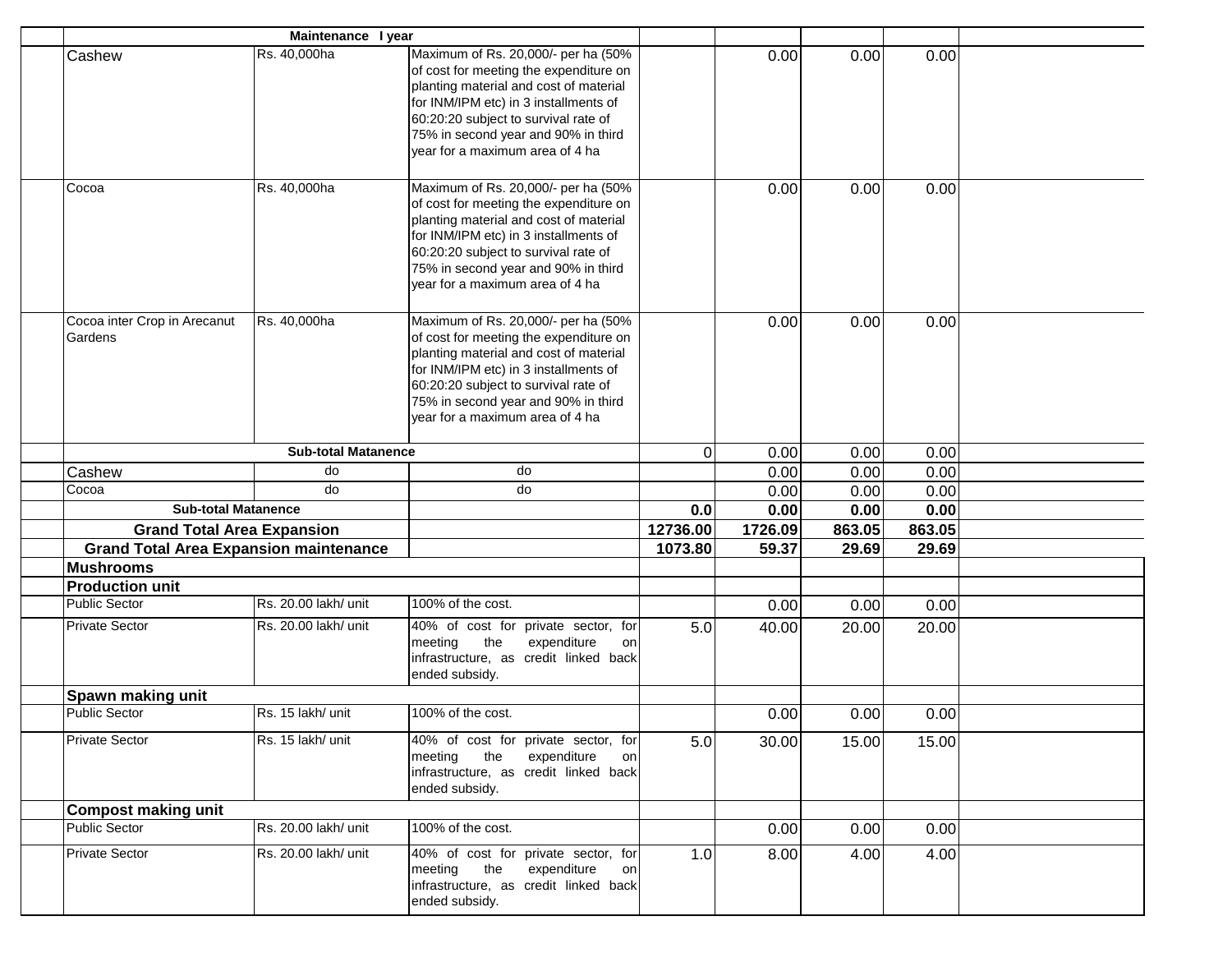| | | | | | | | | |
|---|---|---|---|---|---|---|---|---|
| | **Maintenance I year** | | | | | | | |
| | Cashew | Rs. 40,000ha | Maximum of Rs. 20,000/- per ha (50% of cost for meeting the expenditure on planting material and cost of material for INM/IPM etc) in 3 installments of 60:20:20 subject to survival rate of 75% in second year and 90% in third year for a maximum area of 4 ha | | 0.00 | 0.00 | 0.00 | |
| | Cocoa | Rs. 40,000ha | Maximum of Rs. 20,000/- per ha (50% of cost for meeting the expenditure on planting material and cost of material for INM/IPM etc) in 3 installments of 60:20:20 subject to survival rate of 75% in second year and 90% in third year for a maximum area of 4 ha | | 0.00 | 0.00 | 0.00 | |
| | Cocoa inter Crop in Arecanut Gardens | Rs. 40,000ha | Maximum of Rs. 20,000/- per ha (50% of cost for meeting the expenditure on planting material and cost of material for INM/IPM etc) in 3 installments of 60:20:20 subject to survival rate of 75% in second year and 90% in third year for a maximum area of 4 ha | | 0.00 | 0.00 | 0.00 | |
| | **Sub-total Matanence** | | | 0 | 0.00 | 0.00 | 0.00 | |
| | Cashew | do | do | | 0.00 | 0.00 | 0.00 | |
| | Cocoa | do | do | | 0.00 | 0.00 | 0.00 | |
| | **Sub-total Matanence** | | | **0.0** | **0.00** | **0.00** | **0.00** | |
| | **Grand Total Area Expansion** | | | **12736.00** | **1726.09** | **863.05** | **863.05** | |
| | **Grand Total Area Expansion maintenance** | | | **1073.80** | **59.37** | **29.69** | **29.69** | |
| | **Mushrooms** | | | | | | | |
| | **Production unit** | | | | | | | |
| | Public Sector | Rs. 20.00 lakh/ unit | 100% of the cost. | | 0.00 | 0.00 | 0.00 | |
| | Private Sector | Rs. 20.00 lakh/ unit | 40% of cost for private sector, for meeting the expenditure on infrastructure, as credit linked back ended subsidy. | 5.0 | 40.00 | 20.00 | 20.00 | |
| | **Spawn making unit** | | | | | | | |
| | Public Sector | Rs. 15 lakh/ unit | 100% of the cost. | | 0.00 | 0.00 | 0.00 | |
| | Private Sector | Rs. 15 lakh/ unit | 40% of cost for private sector, for meeting the expenditure on infrastructure, as credit linked back ended subsidy. | 5.0 | 30.00 | 15.00 | 15.00 | |
| | **Compost making unit** | | | | | | | |
| | Public Sector | Rs. 20.00 lakh/ unit | 100% of the cost. | | 0.00 | 0.00 | 0.00 | |
| | Private Sector | Rs. 20.00 lakh/ unit | 40% of cost for private sector, for meeting the expenditure on infrastructure, as credit linked back ended subsidy. | 1.0 | 8.00 | 4.00 | 4.00 | |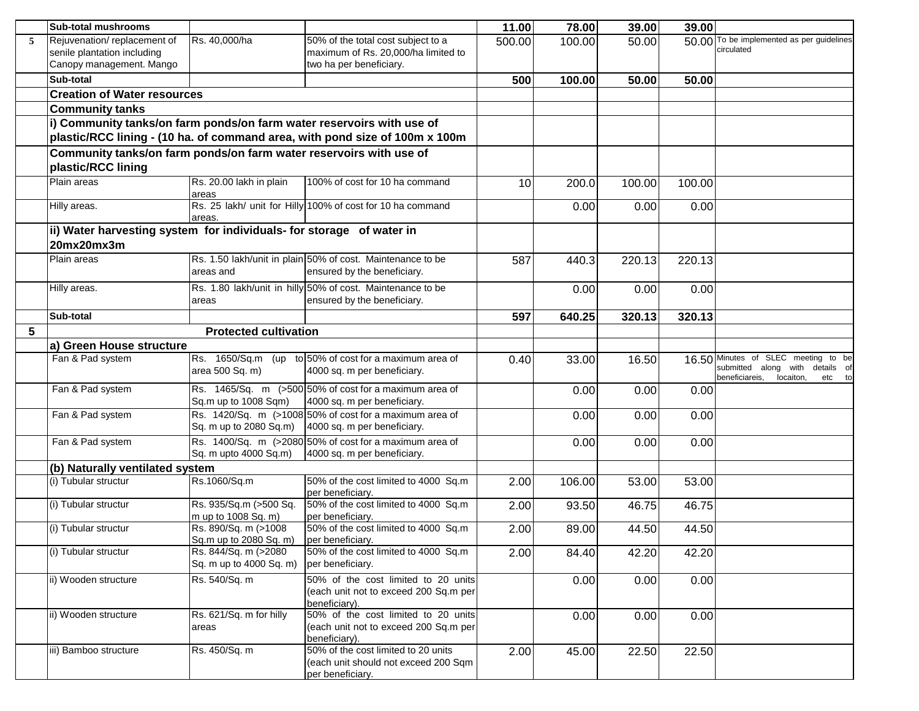| | | | | | | | | |
|---|---|---|---|---|---|---|---|---|
| | **Sub-total mushrooms** | | | **11.00** | **78.00** | **39.00** | **39.00** | |
| 5 | Rejuvenation/ replacement of senile plantation including Canopy management. Mango | Rs. 40,000/ha | 50% of the total cost subject to a maximum of Rs. 20,000/ha limited to two ha per beneficiary. | 500.00 | 100.00 | 50.00 | 50.00 | To be implemented as per guidelines circulated |
| | **Sub-total** | | | **500** | **100.00** | **50.00** | **50.00** | |
| | **Creation of Water resources** | | | | | | | |
| | **Community tanks** | | | | | | | |
| | **i) Community tanks/on farm ponds/on farm water reservoirs with use of plastic/RCC lining - (10 ha. of command area, with pond size of 100m x 100m** | | | | | | | |
| | **Community tanks/on farm ponds/on farm water reservoirs with use of plastic/RCC lining** | | | | | | | |
| | Plain areas | Rs. 20.00 lakh in plain areas | 100% of cost for 10 ha command | 10 | 200.0 | 100.00 | 100.00 | |
| | Hilly areas. | Rs. 25 lakh/ unit for Hilly areas. | 100% of cost for 10 ha command | | 0.00 | 0.00 | 0.00 | |
| | **ii) Water harvesting system for individuals- for storage of water in 20mx20mx3m** | | | | | | | |
| | Plain areas | Rs. 1.50 lakh/unit in plain areas and | 50% of cost. Maintenance to be ensured by the beneficiary. | 587 | 440.3 | 220.13 | 220.13 | |
| | Hilly areas. | Rs. 1.80 lakh/unit in hilly areas | 50% of cost. Maintenance to be ensured by the beneficiary. | | 0.00 | 0.00 | 0.00 | |
| | **Sub-total** | | | **597** | **640.25** | **320.13** | **320.13** | |
| **5** | | **Protected cultivation** | | | | | | |
| | **a) Green House structure** | | | | | | | |
| | Fan & Pad system | Rs. 1650/Sq.m (up to area 500 Sq. m) | 50% of cost for a maximum area of 4000 sq. m per beneficiary. | 0.40 | 33.00 | 16.50 | 16.50 | Minutes of SLEC meeting to be submitted along with details of beneficiareis, locaiton, etc to |
| | Fan & Pad system | Rs. 1465/Sq. m (>500 Sq.m up to 1008 Sqm) | 50% of cost for a maximum area of 4000 sq. m per beneficiary. | | 0.00 | 0.00 | 0.00 | |
| | Fan & Pad system | Rs. 1420/Sq. m (>1008 Sq. m up to 2080 Sq.m) | 50% of cost for a maximum area of 4000 sq. m per beneficiary. | | 0.00 | 0.00 | 0.00 | |
| | Fan & Pad system | Rs. 1400/Sq. m (>2080 Sq. m upto 4000 Sq.m) | 50% of cost for a maximum area of 4000 sq. m per beneficiary. | | 0.00 | 0.00 | 0.00 | |
| | **(b) Naturally ventilated system** | | | | | | | |
| | (i) Tubular structur | Rs.1060/Sq.m | 50% of the cost limited to 4000 Sq.m per beneficiary. | 2.00 | 106.00 | 53.00 | 53.00 | |
| | (i) Tubular structur | Rs. 935/Sq.m (>500 Sq. m up to 1008 Sq. m) | 50% of the cost limited to 4000 Sq.m per beneficiary. | 2.00 | 93.50 | 46.75 | 46.75 | |
| | (i) Tubular structur | Rs. 890/Sq. m (>1008 Sq.m up to 2080 Sq. m) | 50% of the cost limited to 4000 Sq.m per beneficiary. | 2.00 | 89.00 | 44.50 | 44.50 | |
| | (i) Tubular structur | Rs. 844/Sq. m (>2080 Sq. m up to 4000 Sq. m) | 50% of the cost limited to 4000 Sq.m per beneficiary. | 2.00 | 84.40 | 42.20 | 42.20 | |
| | ii) Wooden structure | Rs. 540/Sq. m | 50% of the cost limited to 20 units (each unit not to exceed 200 Sq.m per beneficiary). | | 0.00 | 0.00 | 0.00 | |
| | ii) Wooden structure | Rs. 621/Sq. m for hilly areas | 50% of the cost limited to 20 units (each unit not to exceed 200 Sq.m per beneficiary). | | 0.00 | 0.00 | 0.00 | |
| | iii) Bamboo structure | Rs. 450/Sq. m | 50% of the cost limited to 20 units (each unit should not exceed 200 Sqm per beneficiary. | 2.00 | 45.00 | 22.50 | 22.50 | |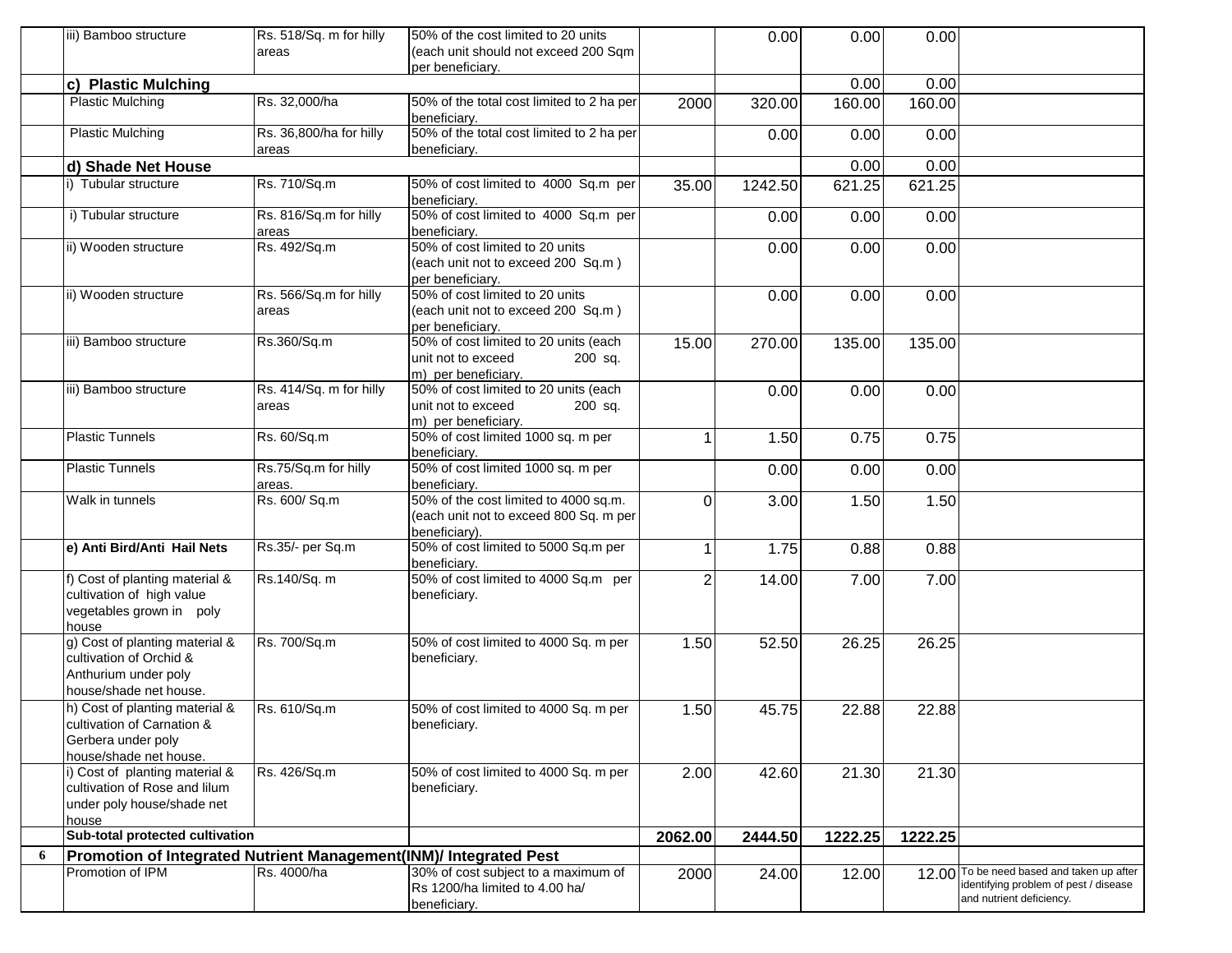| | | | | | | | | |
|---|---|---|---|---|---|---|---|---|
| | iii) Bamboo structure | Rs. 518/Sq. m for hilly areas | 50% of the cost limited to 20 units (each unit should not exceed 200 Sqm per beneficiary. | | 0.00 | 0.00 | 0.00 | |
| | **c) Plastic Mulching** | | | | | 0.00 | 0.00 | |
| | Plastic Mulching | Rs. 32,000/ha | 50% of the total cost limited to 2 ha per beneficiary. | 2000 | 320.00 | 160.00 | 160.00 | |
| | Plastic Mulching | Rs. 36,800/ha for hilly areas | 50% of the total cost limited to 2 ha per beneficiary. | | 0.00 | 0.00 | 0.00 | |
| | **d) Shade Net House** | | | | | 0.00 | 0.00 | |
| | i) Tubular structure | Rs. 710/Sq.m | 50% of cost limited to 4000 Sq.m per beneficiary. | 35.00 | 1242.50 | 621.25 | 621.25 | |
| | i) Tubular structure | Rs. 816/Sq.m for hilly areas | 50% of cost limited to 4000 Sq.m per beneficiary. | | 0.00 | 0.00 | 0.00 | |
| | ii) Wooden structure | Rs. 492/Sq.m | 50% of cost limited to 20 units (each unit not to exceed 200 Sq.m ) per beneficiary. | | 0.00 | 0.00 | 0.00 | |
| | ii) Wooden structure | Rs. 566/Sq.m for hilly areas | 50% of cost limited to 20 units (each unit not to exceed 200 Sq.m ) per beneficiary. | | 0.00 | 0.00 | 0.00 | |
| | iii) Bamboo structure | Rs.360/Sq.m | 50% of cost limited to 20 units (each unit not to exceed 200 sq. m) per beneficiary. | 15.00 | 270.00 | 135.00 | 135.00 | |
| | iii) Bamboo structure | Rs. 414/Sq. m for hilly areas | 50% of cost limited to 20 units (each unit not to exceed 200 sq. m) per beneficiary. | | 0.00 | 0.00 | 0.00 | |
| | Plastic Tunnels | Rs. 60/Sq.m | 50% of cost limited 1000 sq. m per beneficiary. | 1 | 1.50 | 0.75 | 0.75 | |
| | Plastic Tunnels | Rs.75/Sq.m for hilly areas. | 50% of cost limited 1000 sq. m per beneficiary. | | 0.00 | 0.00 | 0.00 | |
| | Walk in tunnels | Rs. 600/ Sq.m | 50% of the cost limited to 4000 sq.m. (each unit not to exceed 800 Sq. m per beneficiary). | 0 | 3.00 | 1.50 | 1.50 | |
| | **e) Anti Bird/Anti Hail Nets** | Rs.35/- per Sq.m | 50% of cost limited to 5000 Sq.m per beneficiary. | 1 | 1.75 | 0.88 | 0.88 | |
| | f) Cost of planting material & cultivation of high value vegetables grown in poly house | Rs.140/Sq. m | 50% of cost limited to 4000 Sq.m per beneficiary. | 2 | 14.00 | 7.00 | 7.00 | |
| | g) Cost of planting material & cultivation of Orchid & Anthurium under poly house/shade net house. | Rs. 700/Sq.m | 50% of cost limited to 4000 Sq. m per beneficiary. | 1.50 | 52.50 | 26.25 | 26.25 | |
| | h) Cost of planting material & cultivation of Carnation & Gerbera under poly house/shade net house. | Rs. 610/Sq.m | 50% of cost limited to 4000 Sq. m per beneficiary. | 1.50 | 45.75 | 22.88 | 22.88 | |
| | i) Cost of planting material & cultivation of Rose and lilum under poly house/shade net house | Rs. 426/Sq.m | 50% of cost limited to 4000 Sq. m per beneficiary. | 2.00 | 42.60 | 21.30 | 21.30 | |
| | **Sub-total protected cultivation** | | | **2062.00** | **2444.50** | **1222.25** | **1222.25** | |
| **6** | **Promotion of Integrated Nutrient Management(INM)/ Integrated Pest** | | | | | | | |
| | Promotion of IPM | Rs. 4000/ha | 30% of cost subject to a maximum of Rs 1200/ha limited to 4.00 ha/ beneficiary. | 2000 | 24.00 | 12.00 | 12.00 | To be need based and taken up after identifying problem of pest / disease and nutrient deficiency. |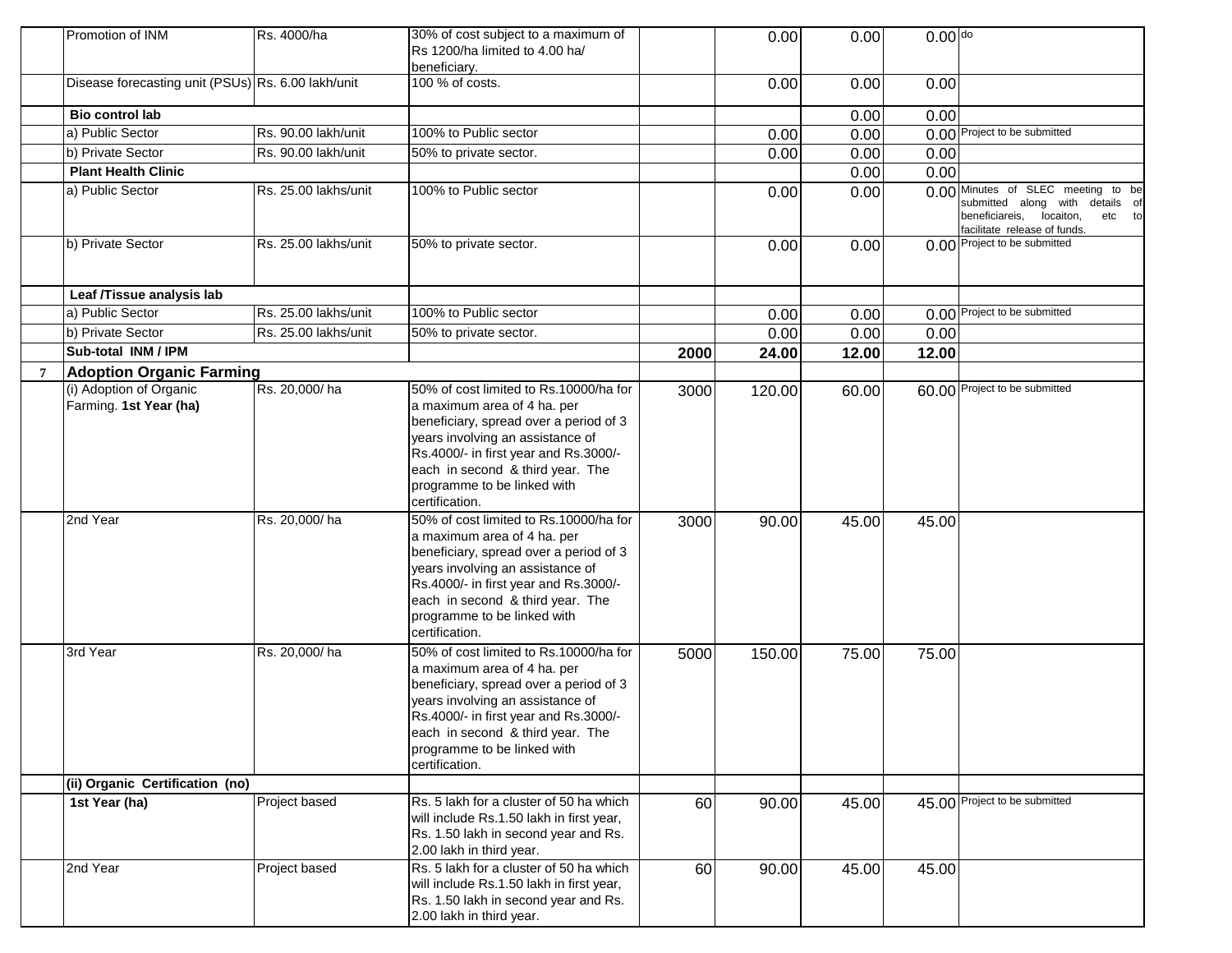| | | | | | | | | |
|---|---|---|---|---|---|---|---|---|
| | Promotion of INM | Rs. 4000/ha | 30% of cost subject to a maximum of Rs 1200/ha limited to 4.00 ha/ beneficiary. | | 0.00 | 0.00 | 0.00 | do |
| | Disease forecasting unit (PSUs) | Rs. 6.00 lakh/unit | 100 % of costs. | | 0.00 | 0.00 | 0.00 | |
| | **Bio control lab** | | | | | 0.00 | 0.00 | |
| | a) Public Sector | Rs. 90.00 lakh/unit | 100% to Public sector | | 0.00 | 0.00 | 0.00 | Project to be submitted |
| | b) Private Sector | Rs. 90.00 lakh/unit | 50% to private sector. | | 0.00 | 0.00 | 0.00 | |
| | **Plant Health Clinic** | | | | | 0.00 | 0.00 | |
| | a) Public Sector | Rs. 25.00 lakhs/unit | 100% to Public sector | | 0.00 | 0.00 | 0.00 | Minutes of SLEC meeting to be submitted along with details of beneficiareis, locaiton, etc to facilitate release of funds. |
| | b) Private Sector | Rs. 25.00 lakhs/unit | 50% to private sector. | | 0.00 | 0.00 | 0.00 | Project to be submitted |
| | **Leaf /Tissue analysis lab** | | | | | | | |
| | a) Public Sector | Rs. 25.00 lakhs/unit | 100% to Public sector | | 0.00 | 0.00 | 0.00 | Project to be submitted |
| | b) Private Sector | Rs. 25.00 lakhs/unit | 50% to private sector. | | 0.00 | 0.00 | 0.00 | |
| | **Sub-total INM / IPM** | | | **2000** | **24.00** | **12.00** | **12.00** | |
| **7** | **Adoption Organic Farming** | | | | | | | |
| | (i) Adoption of Organic Farming. **1st Year (ha)** | Rs. 20,000/ ha | 50% of cost limited to Rs.10000/ha for a maximum area of 4 ha. per beneficiary, spread over a period of 3 years involving an assistance of Rs.4000/- in first year and Rs.3000/- each in second & third year. The programme to be linked with certification. | 3000 | 120.00 | 60.00 | 60.00 | Project to be submitted |
| | 2nd Year | Rs. 20,000/ ha | 50% of cost limited to Rs.10000/ha for a maximum area of 4 ha. per beneficiary, spread over a period of 3 years involving an assistance of Rs.4000/- in first year and Rs.3000/- each in second & third year. The programme to be linked with certification. | 3000 | 90.00 | 45.00 | 45.00 | |
| | 3rd Year | Rs. 20,000/ ha | 50% of cost limited to Rs.10000/ha for a maximum area of 4 ha. per beneficiary, spread over a period of 3 years involving an assistance of Rs.4000/- in first year and Rs.3000/- each in second & third year. The programme to be linked with certification. | 5000 | 150.00 | 75.00 | 75.00 | |
| | **(ii) Organic Certification (no)** | | | | | | | |
| | **1st Year (ha)** | Project based | Rs. 5 lakh for a cluster of 50 ha which will include Rs.1.50 lakh in first year, Rs. 1.50 lakh in second year and Rs. 2.00 lakh in third year. | 60 | 90.00 | 45.00 | 45.00 | Project to be submitted |
| | 2nd Year | Project based | Rs. 5 lakh for a cluster of 50 ha which will include Rs.1.50 lakh in first year, Rs. 1.50 lakh in second year and Rs. 2.00 lakh in third year. | 60 | 90.00 | 45.00 | 45.00 | |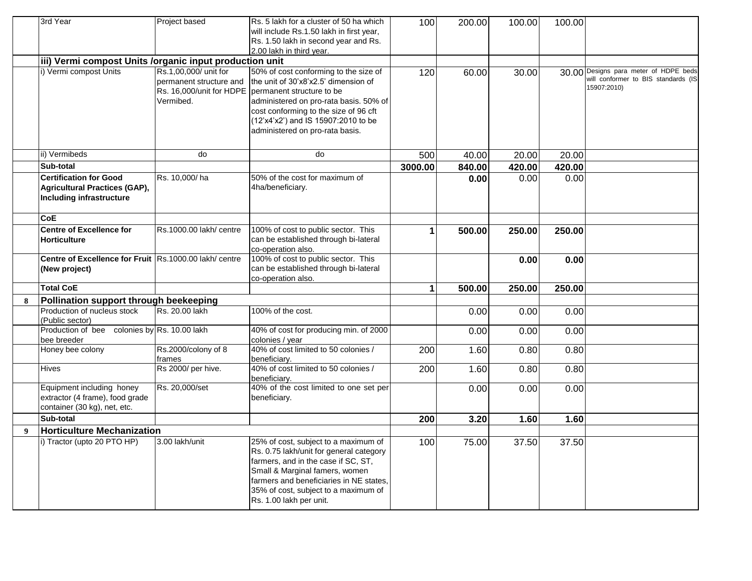| | | | | | | | | |
|---|---|---|---|---|---|---|---|---|
| | 3rd Year | Project based | Rs. 5 lakh for a cluster of 50 ha which will include Rs.1.50 lakh in first year, Rs. 1.50 lakh in second year and Rs. 2.00 lakh in third year. | 100 | 200.00 | 100.00 | 100.00 | |
| | **iii) Vermi compost Units /organic input production unit** | | | | | | | |
| | i) Vermi compost Units | Rs.1,00,000/ unit for permanent structure and Rs. 16,000/unit for HDPE Vermibed. | 50% of cost conforming to the size of the unit of 30'x8'x2.5' dimension of permanent structure to be administered on pro-rata basis. 50% of cost conforming to the size of 96 cft (12'x4'x2') and IS 15907:2010 to be administered on pro-rata basis. | 120 | 60.00 | 30.00 | 30.00 | Designs para meter of HDPE beds will conformer to BIS standards (IS 15907:2010) |
| | ii) Vermibeds | do | do | 500 | 40.00 | 20.00 | 20.00 | |
| | **Sub-total** | | | **3000.00** | **840.00** | **420.00** | **420.00** | |
| | **Certification for Good Agricultural Practices (GAP), Including infrastructure** | Rs. 10,000/ ha | 50% of the cost for maximum of 4ha/beneficiary. | | **0.00** | 0.00 | 0.00 | |
| | **CoE** | | | | | | | |
| | **Centre of Excellence for Horticulture** | Rs.1000.00 lakh/ centre | 100% of cost to public sector. This can be established through bi-lateral co-operation also. | **1** | **500.00** | **250.00** | **250.00** | |
| | **Centre of Excellence for Fruit (New project)** | Rs.1000.00 lakh/ centre | 100% of cost to public sector. This can be established through bi-lateral co-operation also. | | | **0.00** | **0.00** | |
| | **Total CoE** | | | **1** | **500.00** | **250.00** | **250.00** | |
| **8** | **Pollination support through beekeeping** | | | | | | | |
| | Production of nucleus stock (Public sector) | Rs. 20.00 lakh | 100% of the cost. | | 0.00 | 0.00 | 0.00 | |
| | Production of bee colonies by bee breeder | Rs. 10.00 lakh | 40% of cost for producing min. of 2000 colonies / year | | 0.00 | 0.00 | 0.00 | |
| | Honey bee colony | Rs.2000/colony of 8 frames | 40% of cost limited to 50 colonies / beneficiary. | 200 | 1.60 | 0.80 | 0.80 | |
| | Hives | Rs 2000/ per hive. | 40% of cost limited to 50 colonies / beneficiary. | 200 | 1.60 | 0.80 | 0.80 | |
| | Equipment including honey extractor (4 frame), food grade container (30 kg), net, etc. | Rs. 20,000/set | 40% of the cost limited to one set per beneficiary. | | 0.00 | 0.00 | 0.00 | |
| | **Sub-total** | | | **200** | **3.20** | **1.60** | **1.60** | |
| **9** | **Horticulture Mechanization** | | | | | | | |
| | i) Tractor (upto 20 PTO HP) | 3.00 lakh/unit | 25% of cost, subject to a maximum of Rs. 0.75 lakh/unit for general category farmers, and in the case if SC, ST, Small & Marginal famers, women farmers and beneficiaries in NE states, 35% of cost, subject to a maximum of Rs. 1.00 lakh per unit. | 100 | 75.00 | 37.50 | 37.50 | |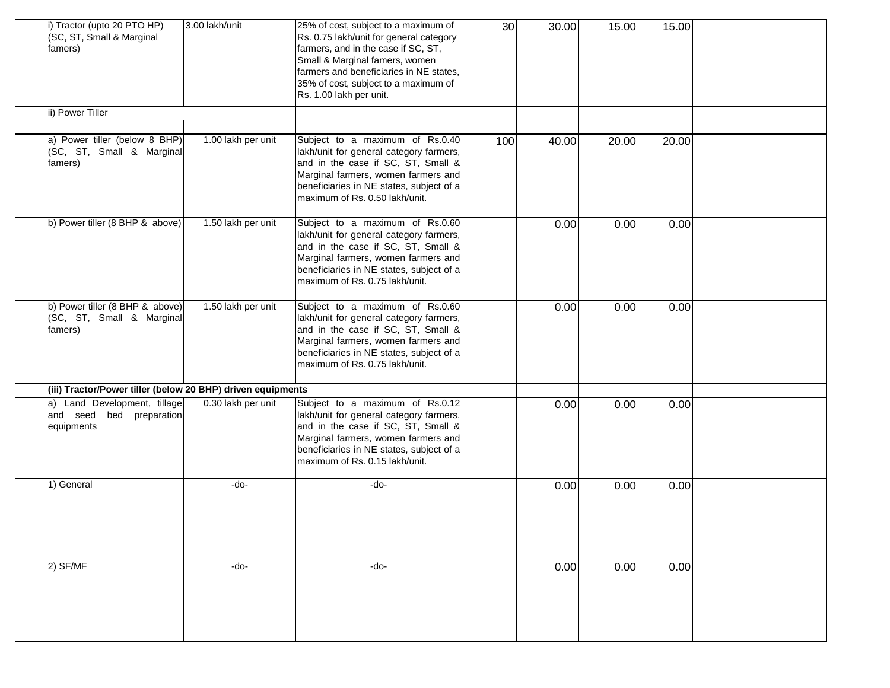| | | | | | | | | |
|---|---|---|---|---|---|---|---|---|
| | i) Tractor (upto 20 PTO HP) (SC, ST, Small & Marginal famers) | 3.00 lakh/unit | 25% of cost, subject to a maximum of Rs. 0.75 lakh/unit for general category farmers, and in the case if SC, ST, Small & Marginal famers, women farmers and beneficiaries in NE states, 35% of cost, subject to a maximum of Rs. 1.00 lakh per unit. | 30 | 30.00 | 15.00 | 15.00 | |
| | ii) Power Tiller | | | | | | | |
| | | | | | | | | |
| | a) Power tiller (below 8 BHP) (SC, ST, Small & Marginal famers) | 1.00 lakh per unit | Subject to a maximum of Rs.0.40 lakh/unit for general category farmers, and in the case if SC, ST, Small & Marginal farmers, women farmers and beneficiaries in NE states, subject of a maximum of Rs. 0.50 lakh/unit. | 100 | 40.00 | 20.00 | 20.00 | |
| | b) Power tiller (8 BHP & above) | 1.50 lakh per unit | Subject to a maximum of Rs.0.60 lakh/unit for general category farmers, and in the case if SC, ST, Small & Marginal farmers, women farmers and beneficiaries in NE states, subject of a maximum of Rs. 0.75 lakh/unit. | | 0.00 | 0.00 | 0.00 | |
| | b) Power tiller (8 BHP & above) (SC, ST, Small & Marginal famers) | 1.50 lakh per unit | Subject to a maximum of Rs.0.60 lakh/unit for general category farmers, and in the case if SC, ST, Small & Marginal farmers, women farmers and beneficiaries in NE states, subject of a maximum of Rs. 0.75 lakh/unit. | | 0.00 | 0.00 | 0.00 | |
| | **(iii) Tractor/Power tiller (below 20 BHP) driven equipments** | | | | | | | |
| | a) Land Development, tillage and seed bed preparation equipments | 0.30 lakh per unit | Subject to a maximum of Rs.0.12 lakh/unit for general category farmers, and in the case if SC, ST, Small & Marginal farmers, women farmers and beneficiaries in NE states, subject of a maximum of Rs. 0.15 lakh/unit. | | 0.00 | 0.00 | 0.00 | |
| | 1) General | -do- | -do- | | 0.00 | 0.00 | 0.00 | |
| | 2) SF/MF | -do- | -do- | | 0.00 | 0.00 | 0.00 | |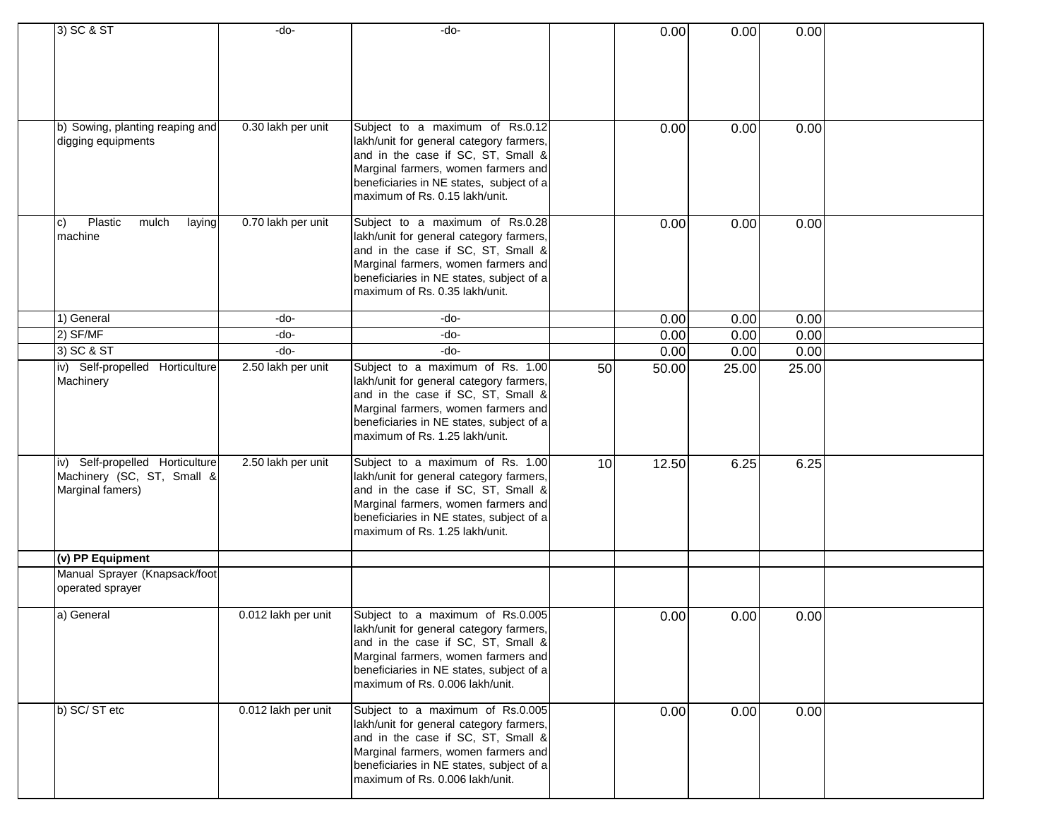| | | | | | | | | |
|---|---|---|---|---|---|---|---|---|
| | 3) SC & ST | -do- | -do- | | 0.00 | 0.00 | 0.00 | |
| | b) Sowing, planting reaping and digging equipments | 0.30 lakh per unit | Subject to a maximum of Rs.0.12 lakh/unit for general category farmers, and in the case if SC, ST, Small & Marginal farmers, women farmers and beneficiaries in NE states, subject of a maximum of Rs. 0.15 lakh/unit. | | 0.00 | 0.00 | 0.00 | |
| | c) Plastic mulch laying machine | 0.70 lakh per unit | Subject to a maximum of Rs.0.28 lakh/unit for general category farmers, and in the case if SC, ST, Small & Marginal farmers, women farmers and beneficiaries in NE states, subject of a maximum of Rs. 0.35 lakh/unit. | | 0.00 | 0.00 | 0.00 | |
| | 1) General | -do- | -do- | | 0.00 | 0.00 | 0.00 | |
| | 2) SF/MF | -do- | -do- | | 0.00 | 0.00 | 0.00 | |
| | 3) SC & ST | -do- | -do- | | 0.00 | 0.00 | 0.00 | |
| | iv) Self-propelled Horticulture Machinery | 2.50 lakh per unit | Subject to a maximum of Rs. 1.00 lakh/unit for general category farmers, and in the case if SC, ST, Small & Marginal farmers, women farmers and beneficiaries in NE states, subject of a maximum of Rs. 1.25 lakh/unit. | 50 | 50.00 | 25.00 | 25.00 | |
| | iv) Self-propelled Horticulture Machinery (SC, ST, Small & Marginal famers) | 2.50 lakh per unit | Subject to a maximum of Rs. 1.00 lakh/unit for general category farmers, and in the case if SC, ST, Small & Marginal farmers, women farmers and beneficiaries in NE states, subject of a maximum of Rs. 1.25 lakh/unit. | 10 | 12.50 | 6.25 | 6.25 | |
| | **(v) PP Equipment** | | | | | | | |
| | Manual Sprayer (Knapsack/foot operated sprayer | | | | | | | |
| | a) General | 0.012 lakh per unit | Subject to a maximum of Rs.0.005 lakh/unit for general category farmers, and in the case if SC, ST, Small & Marginal farmers, women farmers and beneficiaries in NE states, subject of a maximum of Rs. 0.006 lakh/unit. | | 0.00 | 0.00 | 0.00 | |
| | b) SC/ ST etc | 0.012 lakh per unit | Subject to a maximum of Rs.0.005 lakh/unit for general category farmers, and in the case if SC, ST, Small & Marginal farmers, women farmers and beneficiaries in NE states, subject of a maximum of Rs. 0.006 lakh/unit. | | 0.00 | 0.00 | 0.00 | |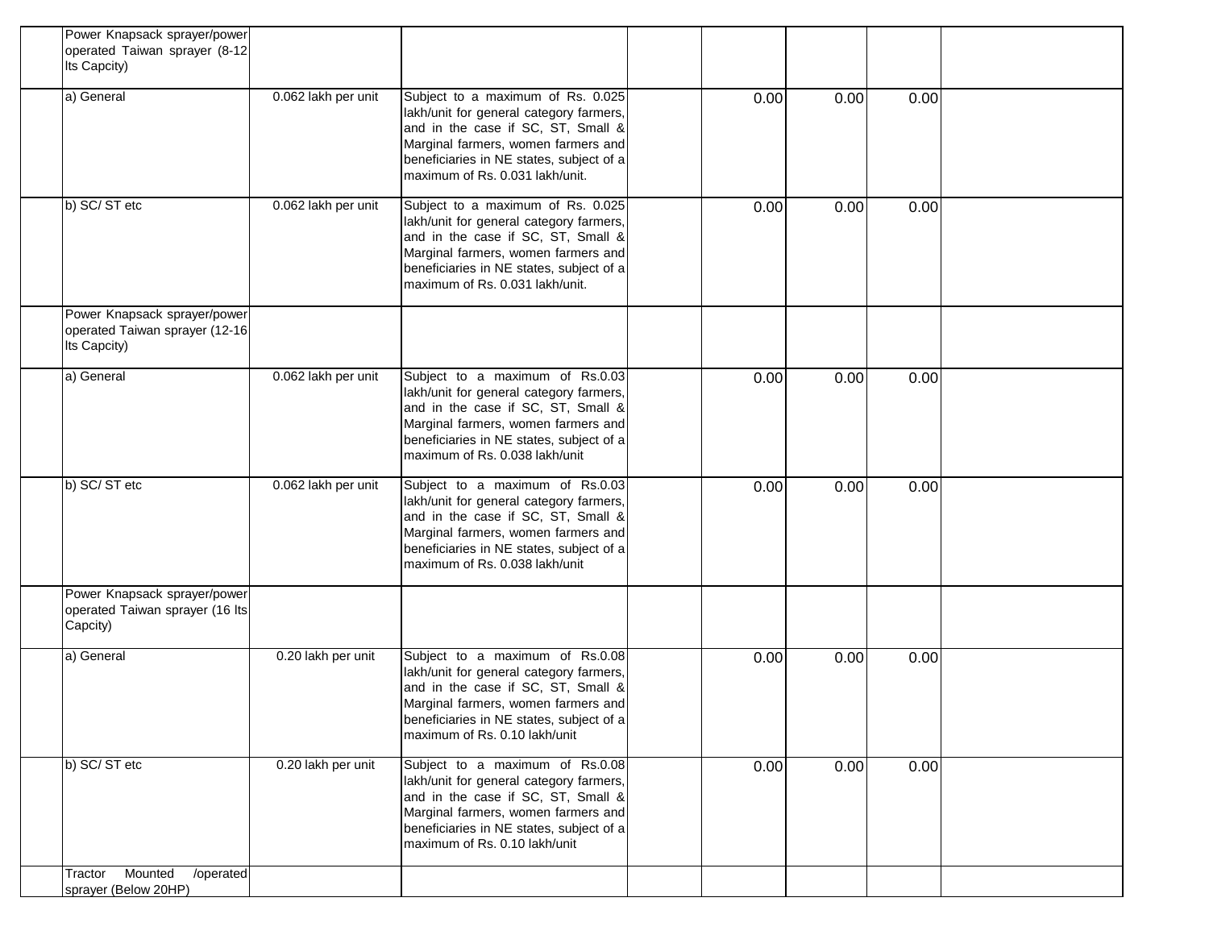| | | | | | | | | |
|---|---|---|---|---|---|---|---|---|
| | Power Knapsack sprayer/power operated Taiwan sprayer (8-12 lts Capcity) | | | | | | | |
| | a) General | 0.062 lakh per unit | Subject to a maximum of Rs. 0.025 lakh/unit for general category farmers, and in the case if SC, ST, Small & Marginal farmers, women farmers and beneficiaries in NE states, subject of a maximum of Rs. 0.031 lakh/unit. | | 0.00 | 0.00 | 0.00 | |
| | b) SC/ ST etc | 0.062 lakh per unit | Subject to a maximum of Rs. 0.025 lakh/unit for general category farmers, and in the case if SC, ST, Small & Marginal farmers, women farmers and beneficiaries in NE states, subject of a maximum of Rs. 0.031 lakh/unit. | | 0.00 | 0.00 | 0.00 | |
| | Power Knapsack sprayer/power operated Taiwan sprayer (12-16 lts Capcity) | | | | | | | |
| | a) General | 0.062 lakh per unit | Subject to a maximum of Rs.0.03 lakh/unit for general category farmers, and in the case if SC, ST, Small & Marginal farmers, women farmers and beneficiaries in NE states, subject of a maximum of Rs. 0.038 lakh/unit | | 0.00 | 0.00 | 0.00 | |
| | b) SC/ ST etc | 0.062 lakh per unit | Subject to a maximum of Rs.0.03 lakh/unit for general category farmers, and in the case if SC, ST, Small & Marginal farmers, women farmers and beneficiaries in NE states, subject of a maximum of Rs. 0.038 lakh/unit | | 0.00 | 0.00 | 0.00 | |
| | Power Knapsack sprayer/power operated Taiwan sprayer (16 lts Capcity) | | | | | | | |
| | a) General | 0.20 lakh per unit | Subject to a maximum of Rs.0.08 lakh/unit for general category farmers, and in the case if SC, ST, Small & Marginal farmers, women farmers and beneficiaries in NE states, subject of a maximum of Rs. 0.10 lakh/unit | | 0.00 | 0.00 | 0.00 | |
| | b) SC/ ST etc | 0.20 lakh per unit | Subject to a maximum of Rs.0.08 lakh/unit for general category farmers, and in the case if SC, ST, Small & Marginal farmers, women farmers and beneficiaries in NE states, subject of a maximum of Rs. 0.10 lakh/unit | | 0.00 | 0.00 | 0.00 | |
| | Tractor Mounted /operated sprayer (Below 20HP) | | | | | | | |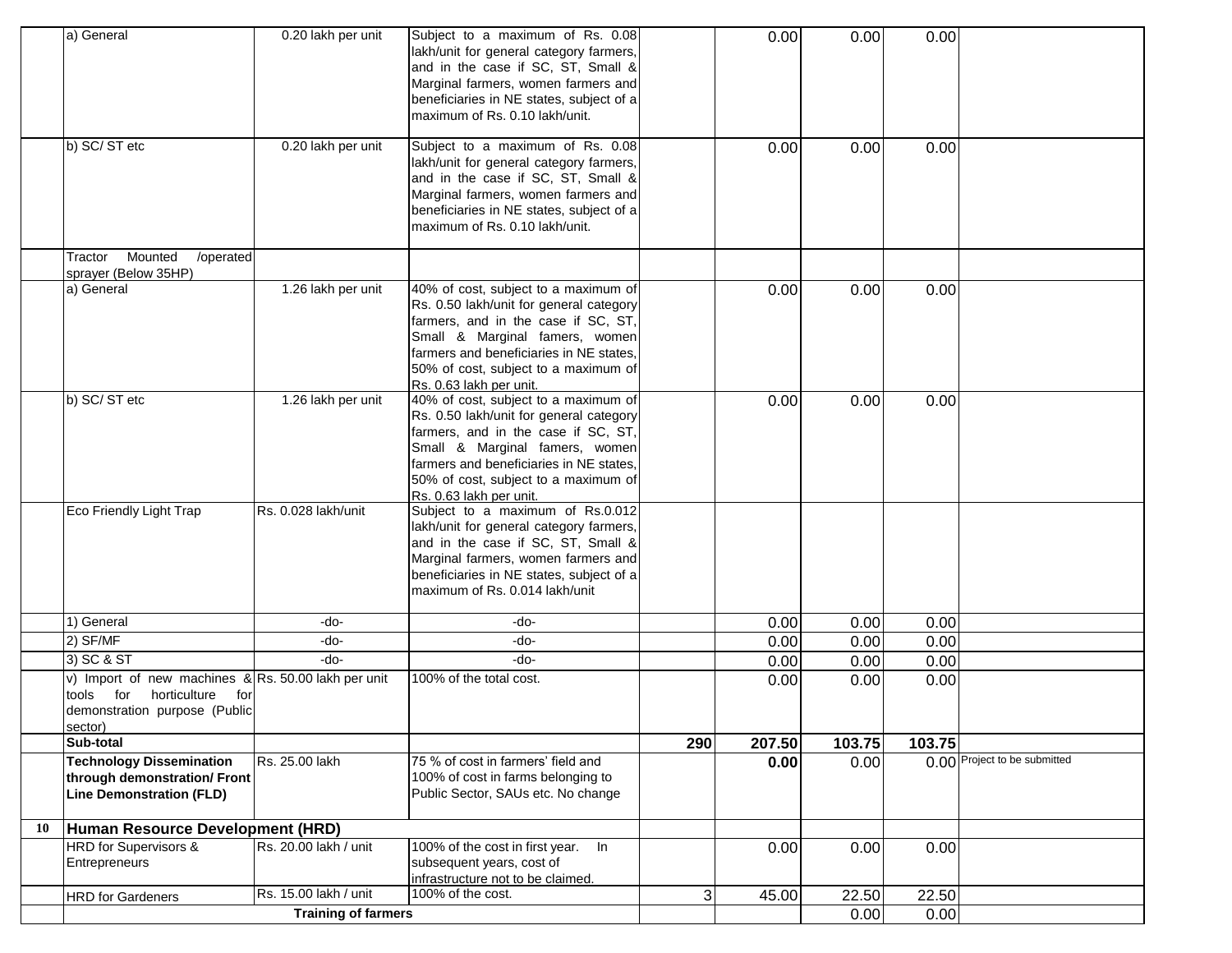| | | | | | | | | |
|---|---|---|---|---|---|---|---|---|
| | a) General | 0.20 lakh per unit | Subject to a maximum of Rs. 0.08 lakh/unit for general category farmers, and in the case if SC, ST, Small & Marginal farmers, women farmers and beneficiaries in NE states, subject of a maximum of Rs. 0.10 lakh/unit. | | 0.00 | 0.00 | 0.00 | |
| | b) SC/ ST etc | 0.20 lakh per unit | Subject to a maximum of Rs. 0.08 lakh/unit for general category farmers, and in the case if SC, ST, Small & Marginal farmers, women farmers and beneficiaries in NE states, subject of a maximum of Rs. 0.10 lakh/unit. | | 0.00 | 0.00 | 0.00 | |
| | Tractor Mounted /operated sprayer (Below 35HP) | | | | | | | |
| | a) General | 1.26 lakh per unit | 40% of cost, subject to a maximum of Rs. 0.50 lakh/unit for general category farmers, and in the case if SC, ST, Small & Marginal famers, women farmers and beneficiaries in NE states, 50% of cost, subject to a maximum of Rs. 0.63 lakh per unit. | | 0.00 | 0.00 | 0.00 | |
| | b) SC/ ST etc | 1.26 lakh per unit | 40% of cost, subject to a maximum of Rs. 0.50 lakh/unit for general category farmers, and in the case if SC, ST, Small & Marginal famers, women farmers and beneficiaries in NE states, 50% of cost, subject to a maximum of Rs. 0.63 lakh per unit. | | 0.00 | 0.00 | 0.00 | |
| | Eco Friendly Light Trap | Rs. 0.028 lakh/unit | Subject to a maximum of Rs.0.012 lakh/unit for general category farmers, and in the case if SC, ST, Small & Marginal farmers, women farmers and beneficiaries in NE states, subject of a maximum of Rs. 0.014 lakh/unit | | | | | |
| | 1) General | -do- | -do- | | 0.00 | 0.00 | 0.00 | |
| | 2) SF/MF | -do- | -do- | | 0.00 | 0.00 | 0.00 | |
| | 3) SC & ST | -do- | -do- | | 0.00 | 0.00 | 0.00 | |
| | v) Import of new machines & tools for horticulture for demonstration purpose (Public sector) | Rs. 50.00 lakh per unit | 100% of the total cost. | | 0.00 | 0.00 | 0.00 | |
| | **Sub-total** | | | **290** | **207.50** | **103.75** | **103.75** | |
| | **Technology Dissemination through demonstration/ Front Line Demonstration (FLD)** | Rs. 25.00 lakh | 75 % of cost in farmers' field and 100% of cost in farms belonging to Public Sector, SAUs etc. No change | | **0.00** | 0.00 | 0.00 | Project to be submitted |
| **10** | **Human Resource Development (HRD)** | | | | | | | |
| | HRD for Supervisors & Entrepreneurs | Rs. 20.00 lakh / unit | 100% of the cost in first year. In subsequent years, cost of infrastructure not to be claimed. | | 0.00 | 0.00 | 0.00 | |
| | HRD for Gardeners | Rs. 15.00 lakh / unit | 100% of the cost. | 3 | 45.00 | 22.50 | 22.50 | |
| | **Training of farmers** | | | | | 0.00 | 0.00 | |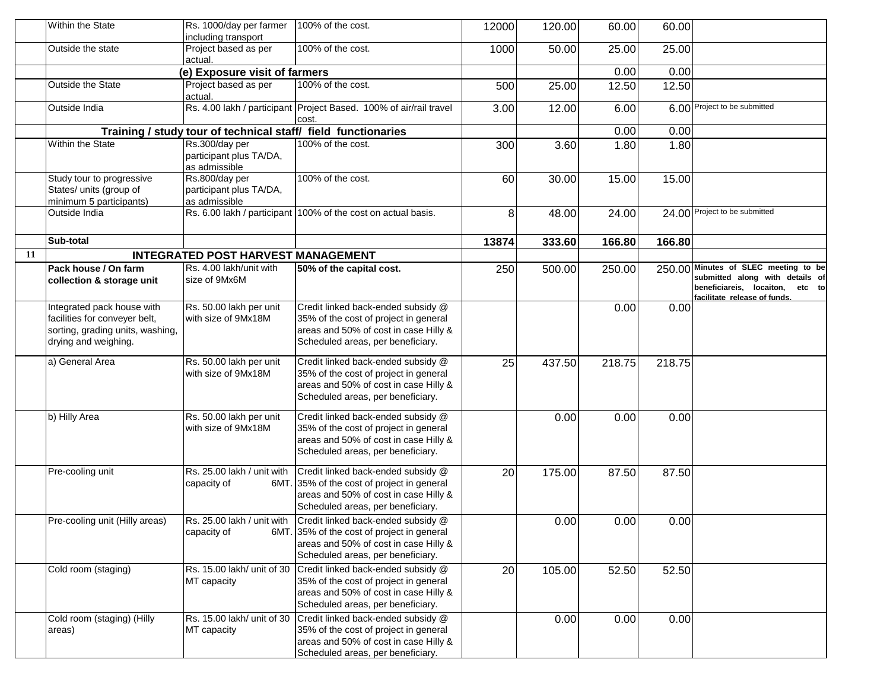| | | | | | | | | |
|---|---|---|---|---|---|---|---|---|
| | Within the State | Rs. 1000/day per farmer including transport | 100% of the cost. | 12000 | 120.00 | 60.00 | 60.00 | |
| | Outside the state | Project based as per actual. | 100% of the cost. | 1000 | 50.00 | 25.00 | 25.00 | |
| | | **(e) Exposure visit of farmers** | | | | 0.00 | 0.00 | |
| | Outside the State | Project based as per actual. | 100% of the cost. | 500 | 25.00 | 12.50 | 12.50 | |
| | Outside India | Rs. 4.00 lakh / participant | Project Based. 100% of air/rail travel cost. | 3.00 | 12.00 | 6.00 | 6.00 | Project to be submitted |
| | **Training / study tour of technical staff/ field functionaries** | | | | | 0.00 | 0.00 | |
| | Within the State | Rs.300/day per participant plus TA/DA, as admissible | 100% of the cost. | 300 | 3.60 | 1.80 | 1.80 | |
| | Study tour to progressive States/ units (group of minimum 5 participants) | Rs.800/day per participant plus TA/DA, as admissible | 100% of the cost. | 60 | 30.00 | 15.00 | 15.00 | |
| | Outside India | Rs. 6.00 lakh / participant | 100% of the cost on actual basis. | 8 | 48.00 | 24.00 | 24.00 | Project to be submitted |
| | **Sub-total** | | | **13874** | **333.60** | **166.80** | **166.80** | |
| **11** | **INTEGRATED POST HARVEST MANAGEMENT** | | | | | | | |
| | **Pack house / On farm collection & storage unit** | Rs. 4.00 lakh/unit with size of 9Mx6M | **50% of the capital cost.** | 250 | 500.00 | 250.00 | 250.00 | **Minutes of SLEC meeting to be submitted along with details of beneficiareis, locaiton, etc to facilitate release of funds.** |
| | Integrated pack house with facilities for conveyer belt, sorting, grading units, washing, drying and weighing. | Rs. 50.00 lakh per unit with size of 9Mx18M | Credit linked back-ended subsidy @ 35% of the cost of project in general areas and 50% of cost in case Hilly & Scheduled areas, per beneficiary. | | | 0.00 | 0.00 | |
| | a) General Area | Rs. 50.00 lakh per unit with size of 9Mx18M | Credit linked back-ended subsidy @ 35% of the cost of project in general areas and 50% of cost in case Hilly & Scheduled areas, per beneficiary. | 25 | 437.50 | 218.75 | 218.75 | |
| | b) Hilly Area | Rs. 50.00 lakh per unit with size of 9Mx18M | Credit linked back-ended subsidy @ 35% of the cost of project in general areas and 50% of cost in case Hilly & Scheduled areas, per beneficiary. | | 0.00 | 0.00 | 0.00 | |
| | Pre-cooling unit | Rs. 25.00 lakh / unit with capacity of 6MT. | Credit linked back-ended subsidy @ 35% of the cost of project in general areas and 50% of cost in case Hilly & Scheduled areas, per beneficiary. | 20 | 175.00 | 87.50 | 87.50 | |
| | Pre-cooling unit (Hilly areas) | Rs. 25.00 lakh / unit with capacity of 6MT. | Credit linked back-ended subsidy @ 35% of the cost of project in general areas and 50% of cost in case Hilly & Scheduled areas, per beneficiary. | | 0.00 | 0.00 | 0.00 | |
| | Cold room (staging) | Rs. 15.00 lakh/ unit of 30 MT capacity | Credit linked back-ended subsidy @ 35% of the cost of project in general areas and 50% of cost in case Hilly & Scheduled areas, per beneficiary. | 20 | 105.00 | 52.50 | 52.50 | |
| | Cold room (staging) (Hilly areas) | Rs. 15.00 lakh/ unit of 30 MT capacity | Credit linked back-ended subsidy @ 35% of the cost of project in general areas and 50% of cost in case Hilly & Scheduled areas, per beneficiary. | | 0.00 | 0.00 | 0.00 | |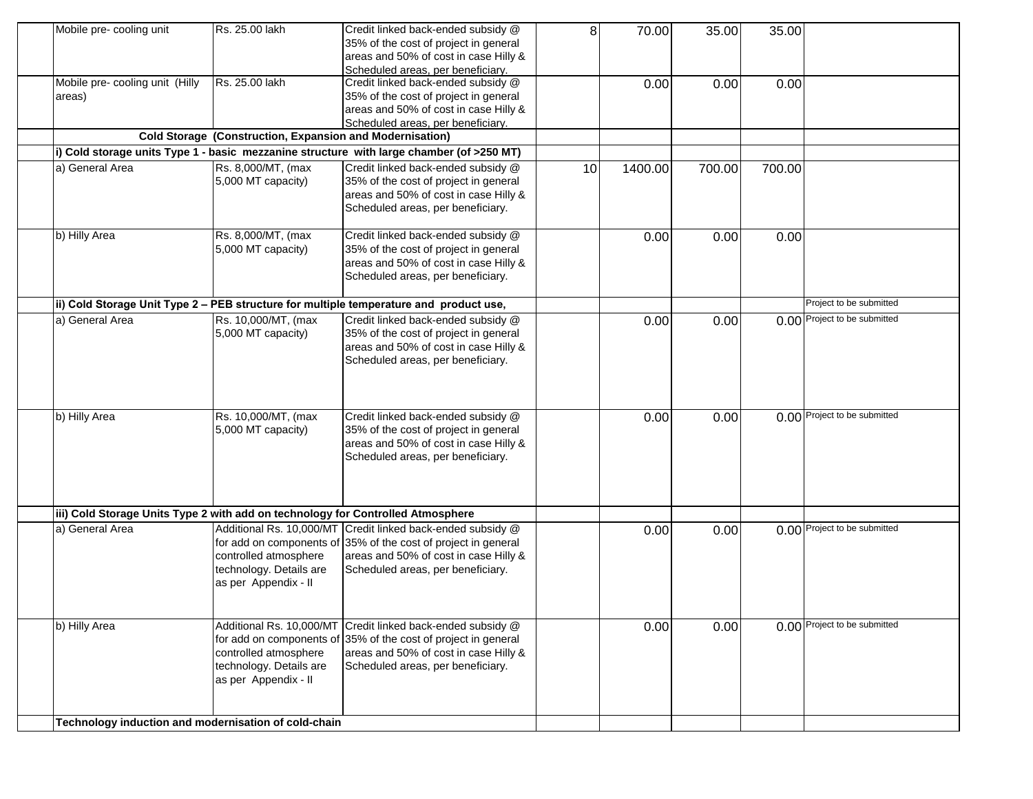| | | | | | | | | |
|---|---|---|---|---|---|---|---|---|
| | Mobile pre- cooling unit | Rs. 25.00 lakh | Credit linked back-ended subsidy @ 35% of the cost of project in general areas and 50% of cost in case Hilly & Scheduled areas, per beneficiary. | 8 | 70.00 | 35.00 | 35.00 | |
| | Mobile pre- cooling unit (Hilly areas) | Rs. 25.00 lakh | Credit linked back-ended subsidy @ 35% of the cost of project in general areas and 50% of cost in case Hilly & Scheduled areas, per beneficiary. | | 0.00 | 0.00 | 0.00 | |
| | **Cold Storage (Construction, Expansion and Modernisation)** | | | | | | | |
| | **i) Cold storage units Type 1 - basic mezzanine structure with large chamber (of >250 MT)** | | | | | | | |
| | a) General Area | Rs. 8,000/MT, (max 5,000 MT capacity) | Credit linked back-ended subsidy @ 35% of the cost of project in general areas and 50% of cost in case Hilly & Scheduled areas, per beneficiary. | 10 | 1400.00 | 700.00 | 700.00 | |
| | b) Hilly Area | Rs. 8,000/MT, (max 5,000 MT capacity) | Credit linked back-ended subsidy @ 35% of the cost of project in general areas and 50% of cost in case Hilly & Scheduled areas, per beneficiary. | | 0.00 | 0.00 | 0.00 | |
| | **ii) Cold Storage Unit Type 2 – PEB structure for multiple temperature and product use,** | | | | | | | Project to be submitted |
| | a) General Area | Rs. 10,000/MT, (max 5,000 MT capacity) | Credit linked back-ended subsidy @ 35% of the cost of project in general areas and 50% of cost in case Hilly & Scheduled areas, per beneficiary. | | 0.00 | 0.00 | 0.00 | Project to be submitted |
| | b) Hilly Area | Rs. 10,000/MT, (max 5,000 MT capacity) | Credit linked back-ended subsidy @ 35% of the cost of project in general areas and 50% of cost in case Hilly & Scheduled areas, per beneficiary. | | 0.00 | 0.00 | 0.00 | Project to be submitted |
| | **iii) Cold Storage Units Type 2 with add on technology for Controlled Atmosphere** | | | | | | | |
| | a) General Area | Additional Rs. 10,000/MT for add on components of controlled atmosphere technology. Details are as per Appendix - II | Credit linked back-ended subsidy @ 35% of the cost of project in general areas and 50% of cost in case Hilly & Scheduled areas, per beneficiary. | | 0.00 | 0.00 | 0.00 | Project to be submitted |
| | b) Hilly Area | Additional Rs. 10,000/MT for add on components of controlled atmosphere technology. Details are as per Appendix - II | Credit linked back-ended subsidy @ 35% of the cost of project in general areas and 50% of cost in case Hilly & Scheduled areas, per beneficiary. | | 0.00 | 0.00 | 0.00 | Project to be submitted |
| | **Technology induction and modernisation of cold-chain** | | | | | | | |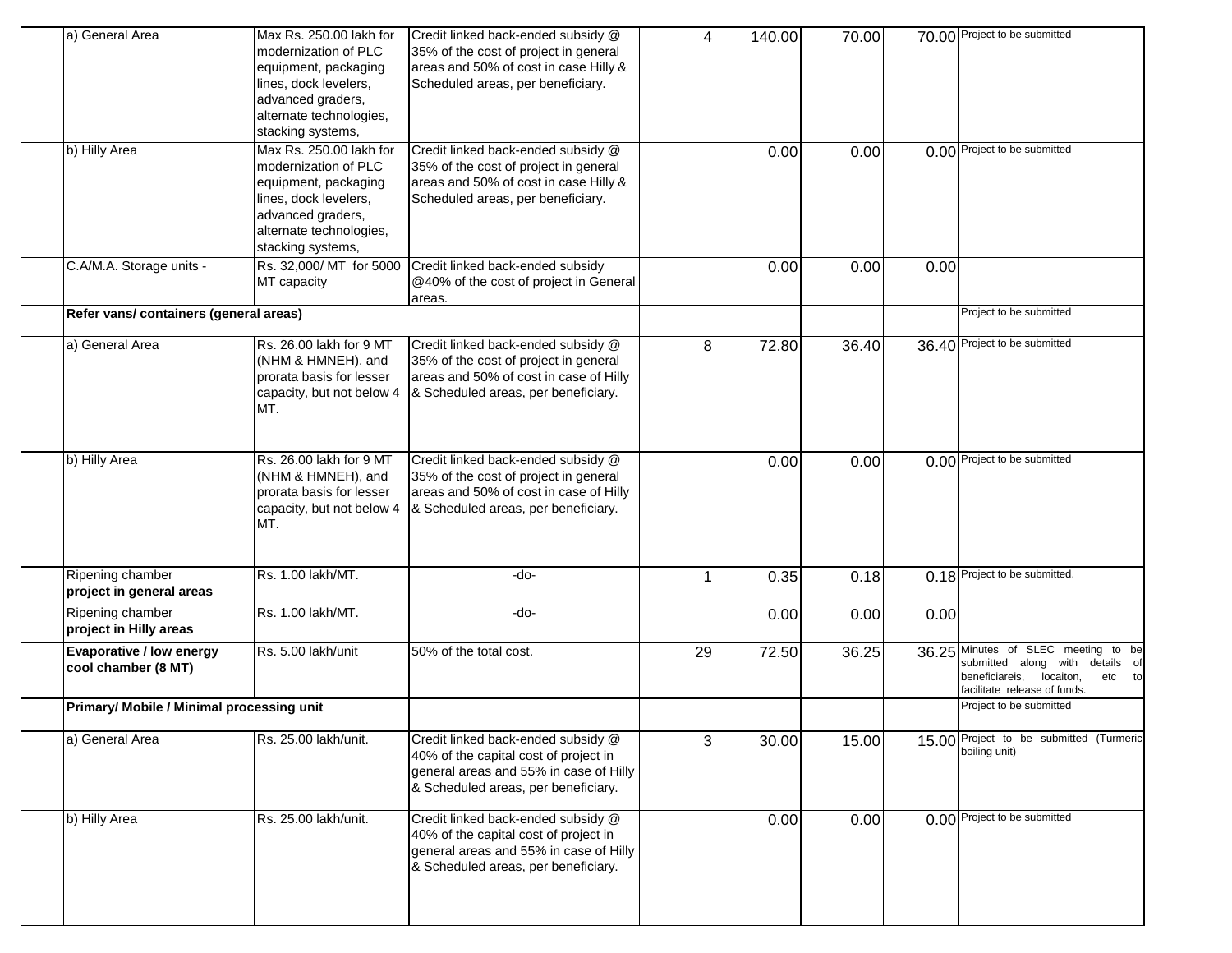| | | | | | | | | |
|---|---|---|---|---|---|---|---|---|
| | a) General Area | Max Rs. 250.00 lakh for modernization of PLC equipment, packaging lines, dock levelers, advanced graders, alternate technologies, stacking systems, | Credit linked back-ended subsidy @ 35% of the cost of project in general areas and 50% of cost in case Hilly & Scheduled areas, per beneficiary. | 4 | 140.00 | 70.00 | 70.00 | Project to be submitted |
| | b) Hilly Area | Max Rs. 250.00 lakh for modernization of PLC equipment, packaging lines, dock levelers, advanced graders, alternate technologies, stacking systems, | Credit linked back-ended subsidy @ 35% of the cost of project in general areas and 50% of cost in case Hilly & Scheduled areas, per beneficiary. | | 0.00 | 0.00 | 0.00 | Project to be submitted |
| | C.A/M.A. Storage units - | Rs. 32,000/ MT for 5000 MT capacity | Credit linked back-ended subsidy @40% of the cost of project in General areas. | | 0.00 | 0.00 | 0.00 | |
| | **Refer vans/ containers (general areas)** | | | | | | | Project to be submitted |
| | a) General Area | Rs. 26.00 lakh for 9 MT (NHM & HMNEH), and prorata basis for lesser capacity, but not below 4 MT. | Credit linked back-ended subsidy @ 35% of the cost of project in general areas and 50% of cost in case of Hilly & Scheduled areas, per beneficiary. | 8 | 72.80 | 36.40 | 36.40 | Project to be submitted |
| | b) Hilly Area | Rs. 26.00 lakh for 9 MT (NHM & HMNEH), and prorata basis for lesser capacity, but not below 4 MT. | Credit linked back-ended subsidy @ 35% of the cost of project in general areas and 50% of cost in case of Hilly & Scheduled areas, per beneficiary. | | 0.00 | 0.00 | 0.00 | Project to be submitted |
| | Ripening chamber **project in general areas** | Rs. 1.00 lakh/MT. | -do- | 1 | 0.35 | 0.18 | 0.18 | Project to be submitted. |
| | Ripening chamber **project in Hilly areas** | Rs. 1.00 lakh/MT. | -do- | | 0.00 | 0.00 | 0.00 | |
| | **Evaporative / low energy cool chamber (8 MT)** | Rs. 5.00 lakh/unit | 50% of the total cost. | 29 | 72.50 | 36.25 | 36.25 | Minutes of SLEC meeting to be submitted along with details of beneficiareis, locaiton, etc to facilitate release of funds. |
| | **Primary/ Mobile / Minimal processing unit** | | | | | | | Project to be submitted |
| | a) General Area | Rs. 25.00 lakh/unit. | Credit linked back-ended subsidy @ 40% of the capital cost of project in general areas and 55% in case of Hilly & Scheduled areas, per beneficiary. | 3 | 30.00 | 15.00 | 15.00 | Project to be submitted (Turmeric boiling unit) |
| | b) Hilly Area | Rs. 25.00 lakh/unit. | Credit linked back-ended subsidy @ 40% of the capital cost of project in general areas and 55% in case of Hilly & Scheduled areas, per beneficiary. | | 0.00 | 0.00 | 0.00 | Project to be submitted |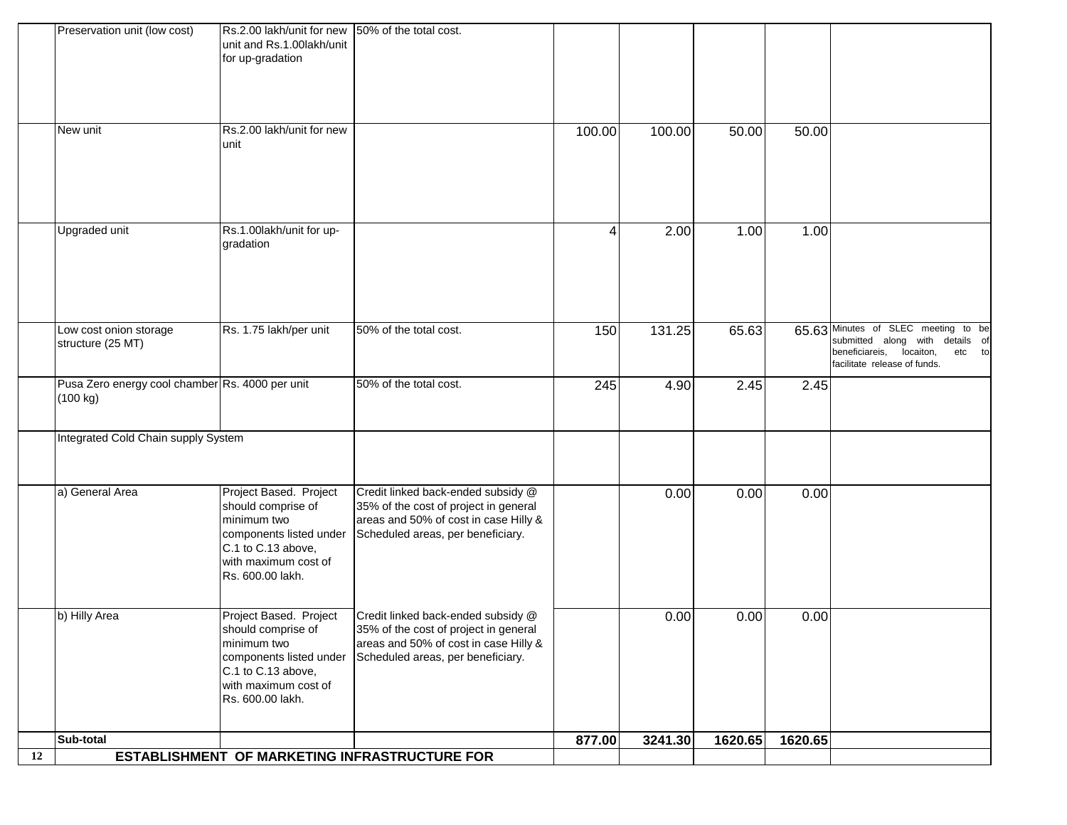| | | | | | | | | |
|---|---|---|---|---|---|---|---|---|
| | Preservation unit (low cost) | Rs.2.00 lakh/unit for new unit and Rs.1.00lakh/unit for up-gradation | 50% of the total cost. | | | | | |
| | New unit | Rs.2.00 lakh/unit for new unit | | 100.00 | 100.00 | 50.00 | 50.00 | |
| | Upgraded unit | Rs.1.00lakh/unit for up-gradation | | 4 | 2.00 | 1.00 | 1.00 | |
| | Low cost onion storage structure (25 MT) | Rs. 1.75 lakh/per unit | 50% of the total cost. | 150 | 131.25 | 65.63 | 65.63 | Minutes of SLEC meeting to be submitted along with details of beneficiareis, locaiton, etc to facilitate release of funds. |
| | Pusa Zero energy cool chamber (100 kg) | Rs. 4000 per unit | 50% of the total cost. | 245 | 4.90 | 2.45 | 2.45 | |
| | Integrated Cold Chain supply System | | | | | | | |
| | a) General Area | Project Based. Project should comprise of minimum two components listed under C.1 to C.13 above, with maximum cost of Rs. 600.00 lakh. | Credit linked back-ended subsidy @ 35% of the cost of project in general areas and 50% of cost in case Hilly & Scheduled areas, per beneficiary. | | 0.00 | 0.00 | 0.00 | |
| | b) Hilly Area | Project Based. Project should comprise of minimum two components listed under C.1 to C.13 above, with maximum cost of Rs. 600.00 lakh. | Credit linked back-ended subsidy @ 35% of the cost of project in general areas and 50% of cost in case Hilly & Scheduled areas, per beneficiary. | | 0.00 | 0.00 | 0.00 | |
| | **Sub-total** | | | **877.00** | **3241.30** | **1620.65** | **1620.65** | |
| **12** | **ESTABLISHMENT OF MARKETING INFRASTRUCTURE FOR** | | | | | | | |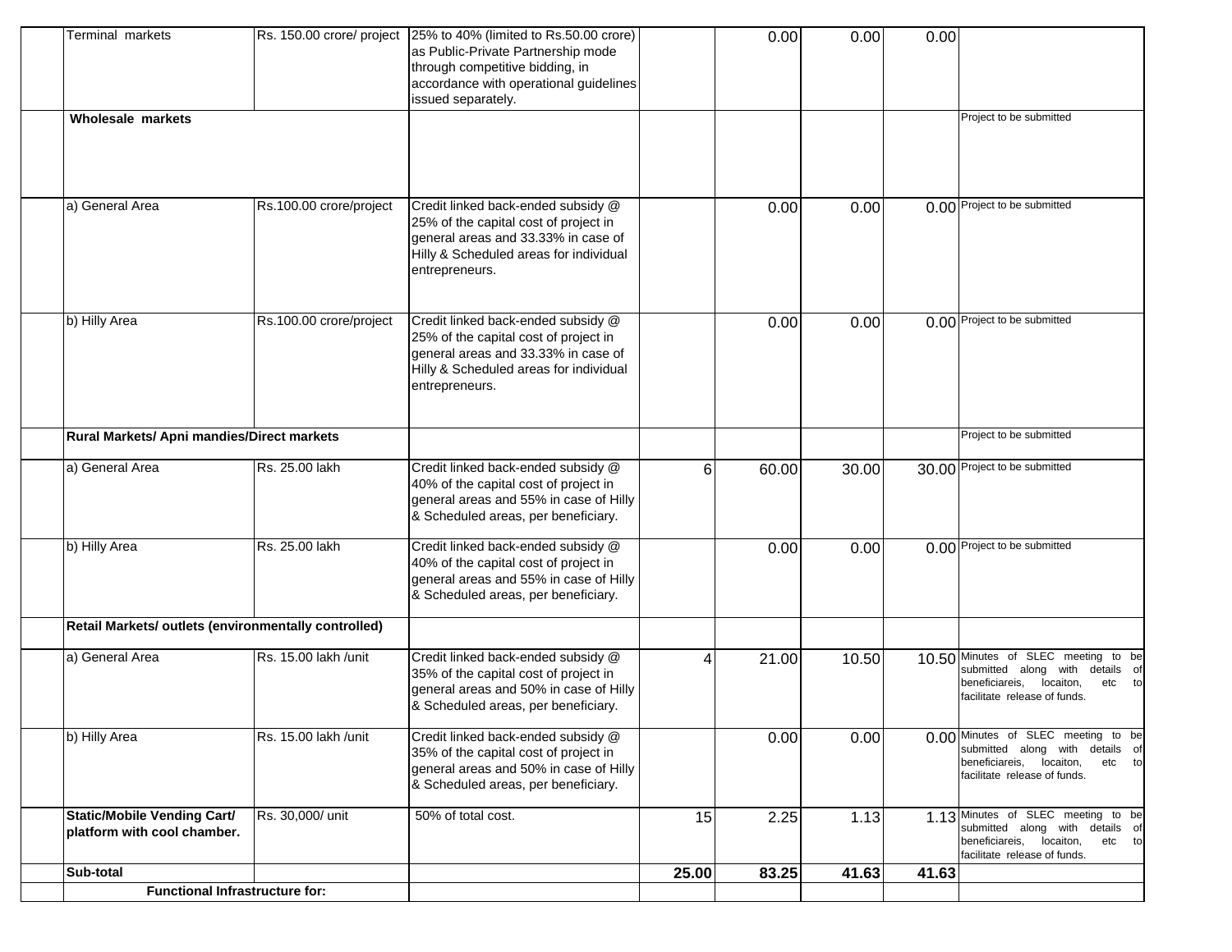|  |  |  |  |  |  |  |  |  |
|---|---|---|---|---|---|---|---|---|
|  | Terminal markets | Rs. 150.00 crore/ project | 25% to 40% (limited to Rs.50.00 crore) as Public-Private Partnership mode through competitive bidding, in accordance with operational guidelines issued separately. |  | 0.00 | 0.00 | 0.00 |  |
|  | **Wholesale markets** |  |  |  |  |  |  | Project to be submitted |
|  | a) General Area | Rs.100.00 crore/project | Credit linked back-ended subsidy @ 25% of the capital cost of project in general areas and 33.33% in case of Hilly & Scheduled areas for individual entrepreneurs. |  | 0.00 | 0.00 | 0.00 | Project to be submitted |
|  | b) Hilly Area | Rs.100.00 crore/project | Credit linked back-ended subsidy @ 25% of the capital cost of project in general areas and 33.33% in case of Hilly & Scheduled areas for individual entrepreneurs. |  | 0.00 | 0.00 | 0.00 | Project to be submitted |
|  | **Rural Markets/ Apni mandies/Direct markets** |  |  |  |  |  |  | Project to be submitted |
|  | a) General Area | Rs. 25.00 lakh | Credit linked back-ended subsidy @ 40% of the capital cost of project in general areas and 55% in case of Hilly & Scheduled areas, per beneficiary. | 6 | 60.00 | 30.00 | 30.00 | Project to be submitted |
|  | b) Hilly Area | Rs. 25.00 lakh | Credit linked back-ended subsidy @ 40% of the capital cost of project in general areas and 55% in case of Hilly & Scheduled areas, per beneficiary. |  | 0.00 | 0.00 | 0.00 | Project to be submitted |
|  | **Retail Markets/ outlets (environmentally controlled)** |  |  |  |  |  |  |  |
|  | a) General Area | Rs. 15.00 lakh /unit | Credit linked back-ended subsidy @ 35% of the capital cost of project in general areas and 50% in case of Hilly & Scheduled areas, per beneficiary. | 4 | 21.00 | 10.50 | 10.50 | Minutes of SLEC meeting to be submitted along with details of beneficiareis, locaiton, etc to facilitate release of funds. |
|  | b) Hilly Area | Rs. 15.00 lakh /unit | Credit linked back-ended subsidy @ 35% of the capital cost of project in general areas and 50% in case of Hilly & Scheduled areas, per beneficiary. |  | 0.00 | 0.00 | 0.00 | Minutes of SLEC meeting to be submitted along with details of beneficiareis, locaiton, etc to facilitate release of funds. |
|  | **Static/Mobile Vending Cart/ platform with cool chamber.** | Rs. 30,000/ unit | 50% of total cost. | 15 | 2.25 | 1.13 | 1.13 | Minutes of SLEC meeting to be submitted along with details of beneficiareis, locaiton, etc to facilitate release of funds. |
|  | **Sub-total** |  |  | **25.00** | **83.25** | **41.63** | **41.63** |  |
|  | **Functional Infrastructure for:** |  |  |  |  |  |  |  |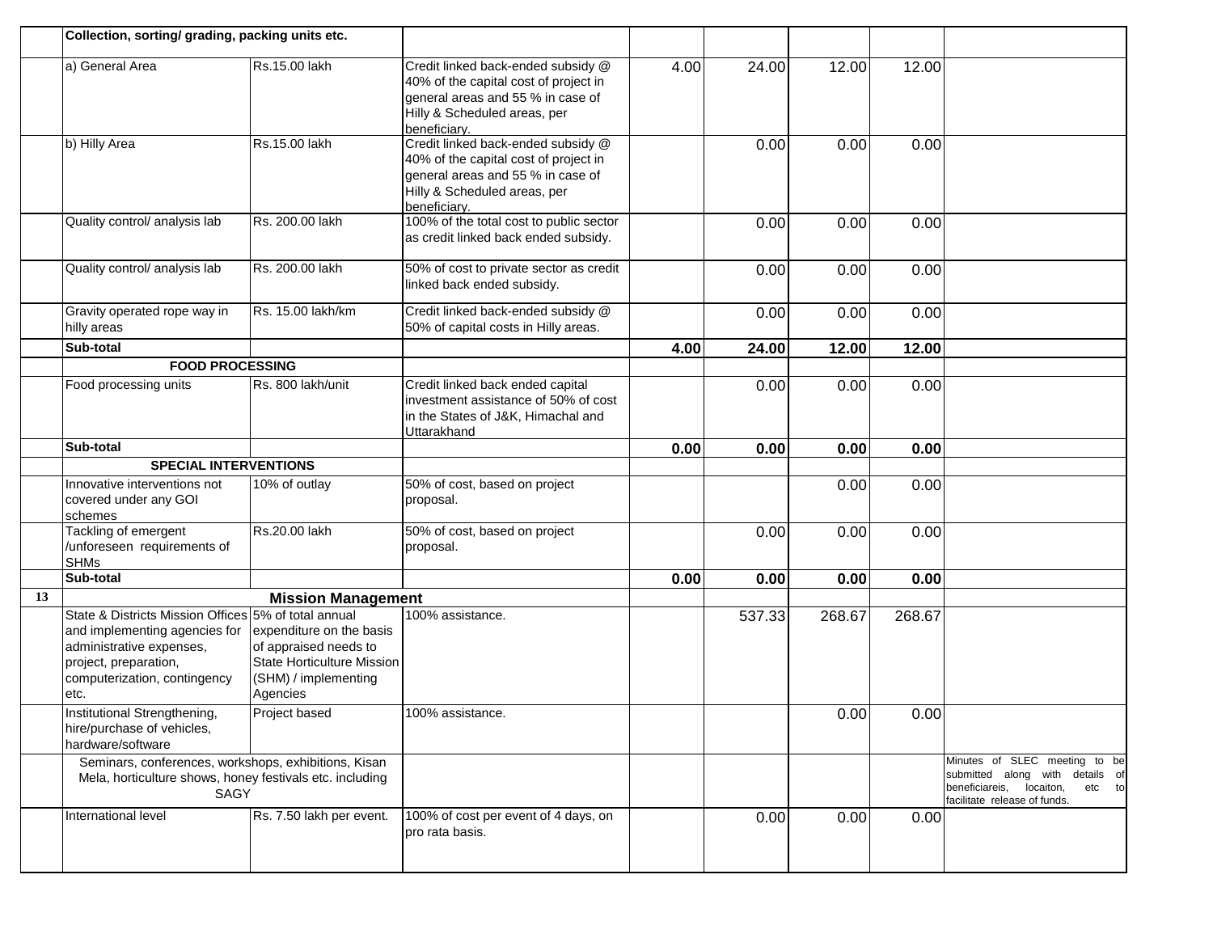| | | | | | | | | |
|---|---|---|---|---|---|---|---|---|
| | Collection, sorting/ grading, packing units etc. | | | | | | | |
| | a) General Area | Rs.15.00 lakh | Credit linked back-ended subsidy @ 40% of the capital cost of project in general areas and 55 % in case of Hilly & Scheduled areas, per beneficiary. | 4.00 | 24.00 | 12.00 | 12.00 | |
| | b) Hilly Area | Rs.15.00 lakh | Credit linked back-ended subsidy @ 40% of the capital cost of project in general areas and 55 % in case of Hilly & Scheduled areas, per beneficiary. | | 0.00 | 0.00 | 0.00 | |
| | Quality control/ analysis lab | Rs. 200.00 lakh | 100% of the total cost to public sector as credit linked back ended subsidy. | | 0.00 | 0.00 | 0.00 | |
| | Quality control/ analysis lab | Rs. 200.00 lakh | 50% of cost to private sector as credit linked back ended subsidy. | | 0.00 | 0.00 | 0.00 | |
| | Gravity operated rope way in hilly areas | Rs. 15.00 lakh/km | Credit linked back-ended subsidy @ 50% of capital costs in Hilly areas. | | 0.00 | 0.00 | 0.00 | |
| | **Sub-total** | | | **4.00** | **24.00** | **12.00** | **12.00** | |
| | **FOOD PROCESSING** | | | | | | | |
| | Food processing units | Rs. 800 lakh/unit | Credit linked back ended capital investment assistance of 50% of cost in the States of J&K, Himachal and Uttarakhand | | 0.00 | 0.00 | 0.00 | |
| | **Sub-total** | | | **0.00** | **0.00** | **0.00** | **0.00** | |
| | **SPECIAL INTERVENTIONS** | | | | | | | |
| | Innovative interventions not covered under any GOI schemes | 10% of outlay | 50% of cost, based on project proposal. | | | 0.00 | 0.00 | |
| | Tackling of emergent /unforeseen requirements of SHMs | Rs.20.00 lakh | 50% of cost, based on project proposal. | | 0.00 | 0.00 | 0.00 | |
| | **Sub-total** | | | **0.00** | **0.00** | **0.00** | **0.00** | |
| **13** | **Mission Management** | | | | | | | |
| | State & Districts Mission Offices and implementing agencies for administrative expenses, project, preparation, computerization, contingency etc. | 5% of total annual expenditure on the basis of appraised needs to State Horticulture Mission (SHM) / implementing Agencies | 100% assistance. | | 537.33 | 268.67 | 268.67 | |
| | Institutional Strengthening, hire/purchase of vehicles, hardware/software | Project based | 100% assistance. | | | 0.00 | 0.00 | |
| | Seminars, conferences, workshops, exhibitions, Kisan Mela, horticulture shows, honey festivals etc. including SAGY | | | | | | | Minutes of SLEC meeting to be submitted along with details of beneficiareis, locaiton, etc to facilitate release of funds. |
| | International level | Rs. 7.50 lakh per event. | 100% of cost per event of 4 days, on pro rata basis. | | 0.00 | 0.00 | 0.00 | |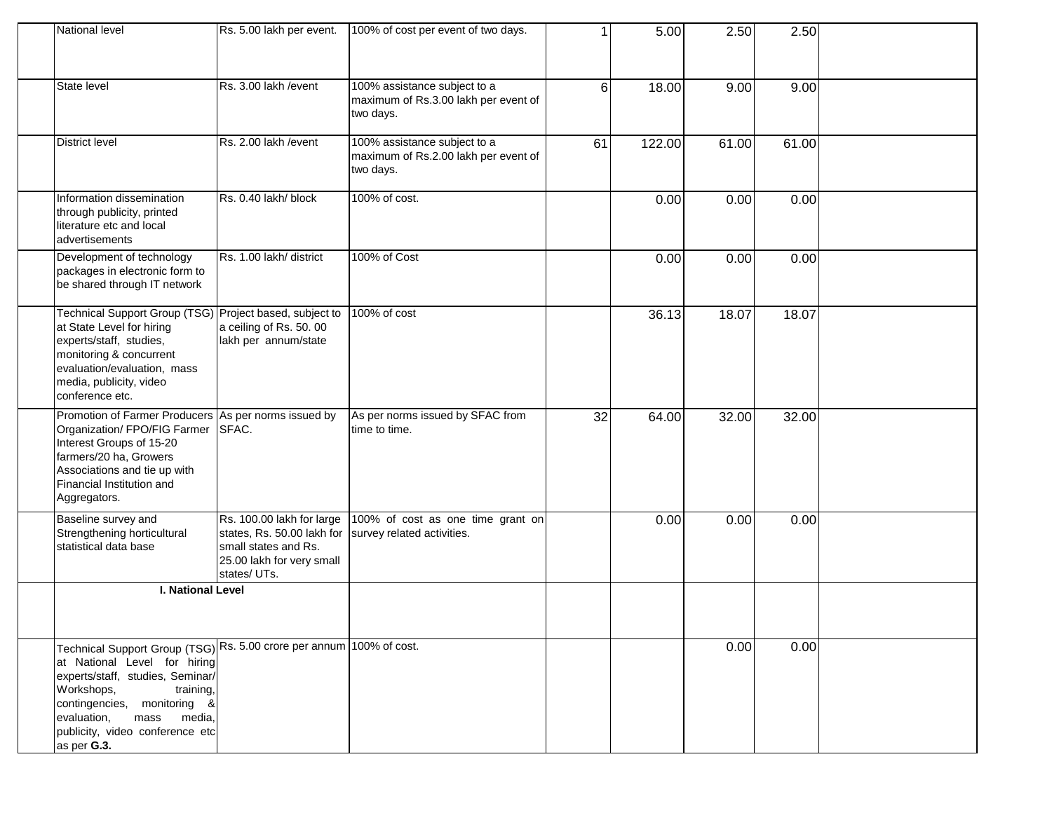| | | | | | | | | |
|---|---|---|---|---|---|---|---|---|
| | National level | Rs. 5.00 lakh per event. | 100% of cost per event of two days. | 1 | 5.00 | 2.50 | 2.50 | |
| | State level | Rs. 3.00 lakh /event | 100% assistance subject to a maximum of Rs.3.00 lakh per event of two days. | 6 | 18.00 | 9.00 | 9.00 | |
| | District level | Rs. 2.00 lakh /event | 100% assistance subject to a maximum of Rs.2.00 lakh per event of two days. | 61 | 122.00 | 61.00 | 61.00 | |
| | Information dissemination through publicity, printed literature etc and local advertisements | Rs. 0.40 lakh/ block | 100% of cost. | | 0.00 | 0.00 | 0.00 | |
| | Development of technology packages in electronic form to be shared through IT network | Rs. 1.00 lakh/ district | 100% of Cost | | 0.00 | 0.00 | 0.00 | |
| | Technical Support Group (TSG) at State Level for hiring experts/staff, studies, monitoring & concurrent evaluation/evaluation, mass media, publicity, video conference etc. | Project based, subject to a ceiling of Rs. 50. 00 lakh per annum/state | 100% of cost | | 36.13 | 18.07 | 18.07 | |
| | Promotion of Farmer Producers Organization/ FPO/FIG Farmer Interest Groups of 15-20 farmers/20 ha, Growers Associations and tie up with Financial Institution and Aggregators. | As per norms issued by SFAC. | As per norms issued by SFAC from time to time. | 32 | 64.00 | 32.00 | 32.00 | |
| | Baseline survey and Strengthening horticultural statistical data base | Rs. 100.00 lakh for large states, Rs. 50.00 lakh for small states and Rs. 25.00 lakh for very small states/ UTs. | 100% of cost as one time grant on survey related activities. | | 0.00 | 0.00 | 0.00 | |
| | **I. National Level** | | | | | | | |
| | Technical Support Group (TSG) at National Level for hiring experts/staff, studies, Seminar/ Workshops, training, contingencies, monitoring & evaluation, mass media, publicity, video conference etc as per **G.3.** | Rs. 5.00 crore per annum | 100% of cost. | | | 0.00 | 0.00 | |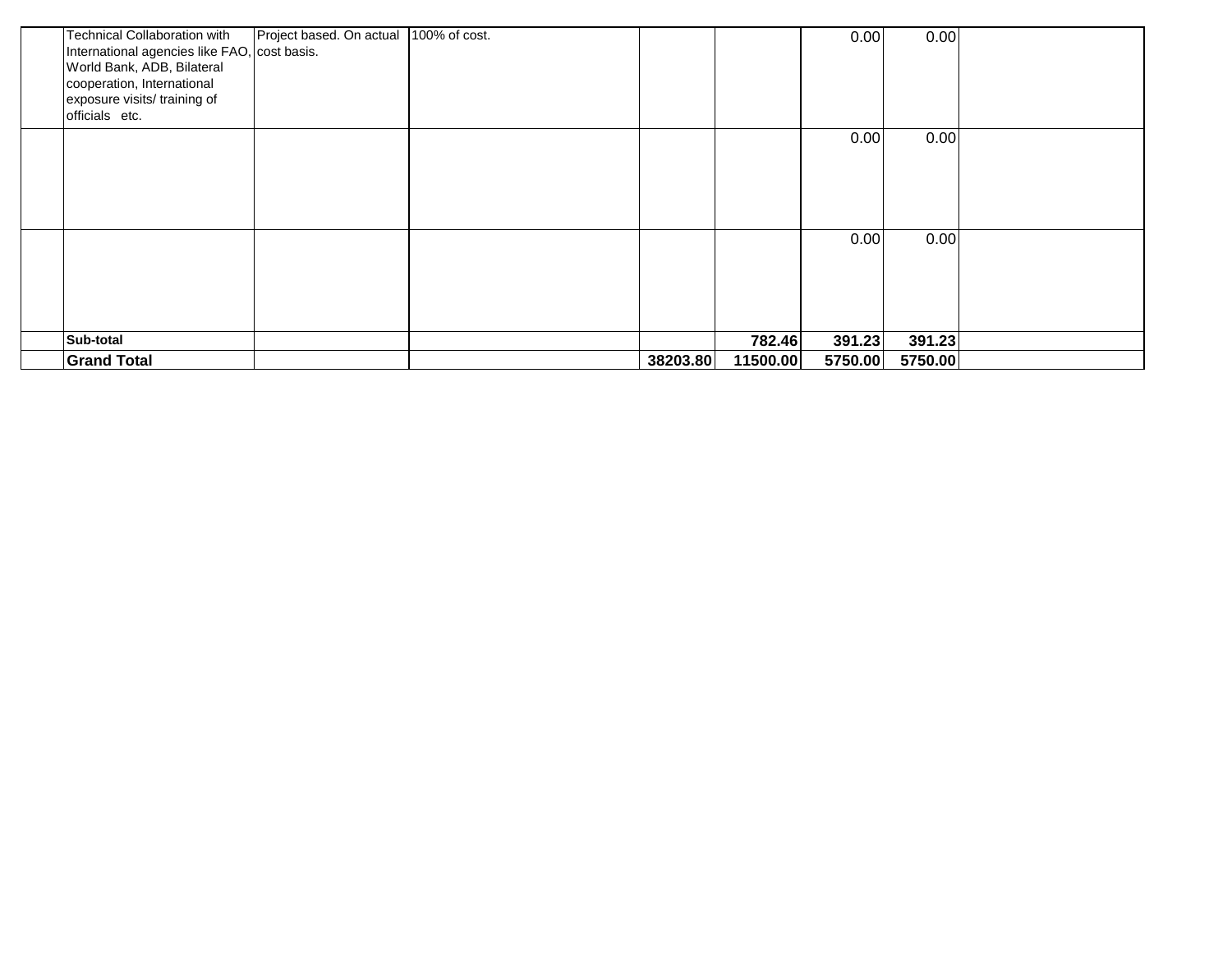| | | | | | | | | |
|---|---|---|---|---|---|---|---|---|
| | Technical Collaboration with International agencies like FAO, World Bank, ADB, Bilateral cooperation, International exposure visits/ training of officials etc. | Project based. On actual cost basis. | 100% of cost. | | | 0.00 | 0.00 | |
| | | | | | | 0.00 | 0.00 | |
| | | | | | | 0.00 | 0.00 | |
| | **Sub-total** | | | | **782.46** | **391.23** | **391.23** | |
| | **Grand Total** | | | **38203.80** | **11500.00** | **5750.00** | **5750.00** | |